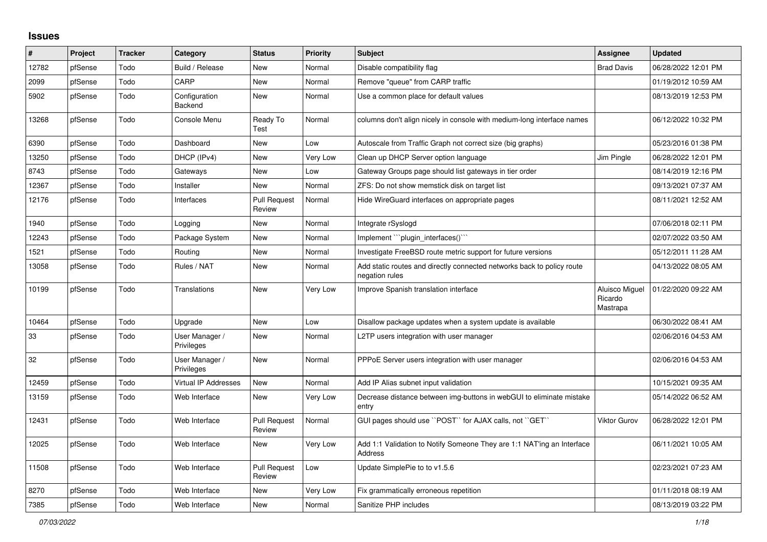## Issues

| # | Project | Tracker | Category | Status | Priority | Subject | Assignee | Updated |
|---|---|---|---|---|---|---|---|---|
| 12782 | pfSense | Todo | Build / Release | New | Normal | Disable compatibility flag | Brad Davis | 06/28/2022 12:01 PM |
| 2099 | pfSense | Todo | CARP | New | Normal | Remove "queue" from CARP traffic | | 01/19/2012 10:59 AM |
| 5902 | pfSense | Todo | Configuration Backend | New | Normal | Use a common place for default values | | 08/13/2019 12:53 PM |
| 13268 | pfSense | Todo | Console Menu | Ready To Test | Normal | columns don't align nicely in console with medium-long interface names | | 06/12/2022 10:32 PM |
| 6390 | pfSense | Todo | Dashboard | New | Low | Autoscale from Traffic Graph not correct size (big graphs) | | 05/23/2016 01:38 PM |
| 13250 | pfSense | Todo | DHCP (IPv4) | New | Very Low | Clean up DHCP Server option language | Jim Pingle | 06/28/2022 12:01 PM |
| 8743 | pfSense | Todo | Gateways | New | Low | Gateway Groups page should list gateways in tier order | | 08/14/2019 12:16 PM |
| 12367 | pfSense | Todo | Installer | New | Normal | ZFS: Do not show memstick disk on target list | | 09/13/2021 07:37 AM |
| 12176 | pfSense | Todo | Interfaces | Pull Request Review | Normal | Hide WireGuard interfaces on appropriate pages | | 08/11/2021 12:52 AM |
| 1940 | pfSense | Todo | Logging | New | Normal | Integrate rSyslogd | | 07/06/2018 02:11 PM |
| 12243 | pfSense | Todo | Package System | New | Normal | Implement ```plugin_interfaces()``` | | 02/07/2022 03:50 AM |
| 1521 | pfSense | Todo | Routing | New | Normal | Investigate FreeBSD route metric support for future versions | | 05/12/2011 11:28 AM |
| 13058 | pfSense | Todo | Rules / NAT | New | Normal | Add static routes and directly connected networks back to policy route negation rules | | 04/13/2022 08:05 AM |
| 10199 | pfSense | Todo | Translations | New | Very Low | Improve Spanish translation interface | Aluisco Miguel Ricardo Mastrapa | 01/22/2020 09:22 AM |
| 10464 | pfSense | Todo | Upgrade | New | Low | Disallow package updates when a system update is available | | 06/30/2022 08:41 AM |
| 33 | pfSense | Todo | User Manager / Privileges | New | Normal | L2TP users integration with user manager | | 02/06/2016 04:53 AM |
| 32 | pfSense | Todo | User Manager / Privileges | New | Normal | PPPoE Server users integration with user manager | | 02/06/2016 04:53 AM |
| 12459 | pfSense | Todo | Virtual IP Addresses | New | Normal | Add IP Alias subnet input validation | | 10/15/2021 09:35 AM |
| 13159 | pfSense | Todo | Web Interface | New | Very Low | Decrease distance between img-buttons in webGUI to eliminate mistake entry | | 05/14/2022 06:52 AM |
| 12431 | pfSense | Todo | Web Interface | Pull Request Review | Normal | GUI pages should use ``POST`` for AJAX calls, not ``GET`` | Viktor Gurov | 06/28/2022 12:01 PM |
| 12025 | pfSense | Todo | Web Interface | New | Very Low | Add 1:1 Validation to Notify Someone They are 1:1 NAT'ing an Interface Address | | 06/11/2021 10:05 AM |
| 11508 | pfSense | Todo | Web Interface | Pull Request Review | Low | Update SimplePie to to v1.5.6 | | 02/23/2021 07:23 AM |
| 8270 | pfSense | Todo | Web Interface | New | Very Low | Fix grammatically erroneous repetition | | 01/11/2018 08:19 AM |
| 7385 | pfSense | Todo | Web Interface | New | Normal | Sanitize PHP includes | | 08/13/2019 03:22 PM |

*07/03/2022*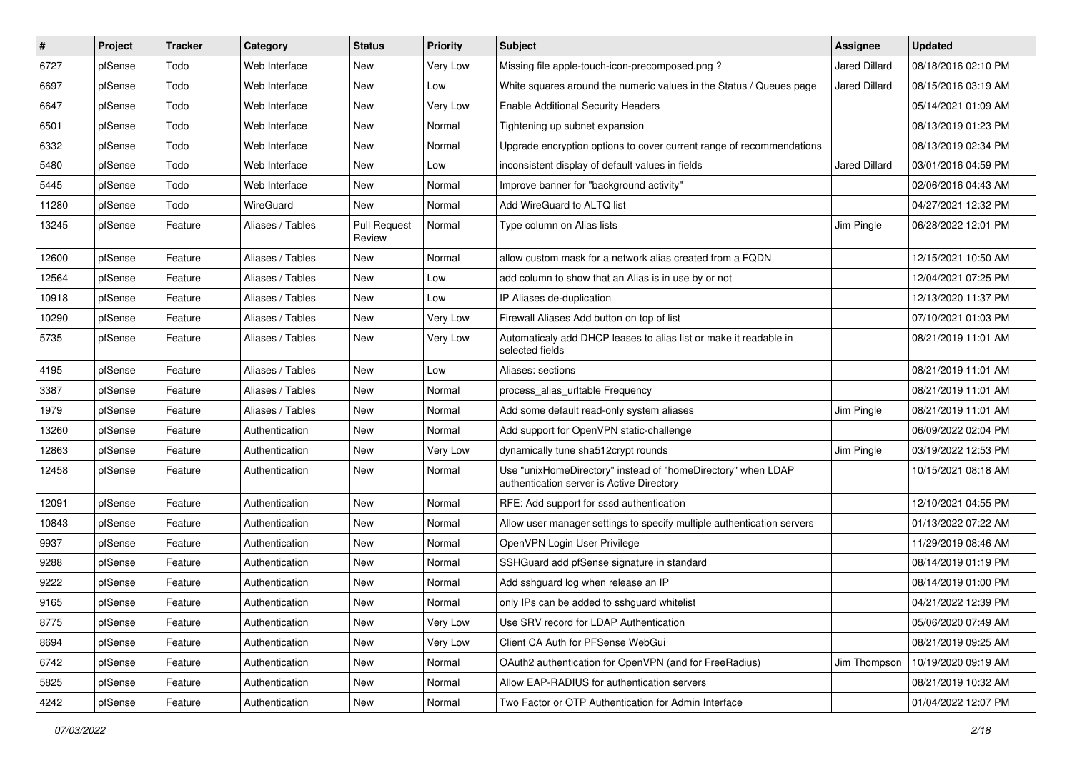| # | Project | Tracker | Category | Status | Priority | Subject | Assignee | Updated |
|---|---|---|---|---|---|---|---|---|
| 6727 | pfSense | Todo | Web Interface | New | Very Low | Missing file apple-touch-icon-precomposed.png ? | Jared Dillard | 08/18/2016 02:10 PM |
| 6697 | pfSense | Todo | Web Interface | New | Low | White squares around the numeric values in the Status / Queues page | Jared Dillard | 08/15/2016 03:19 AM |
| 6647 | pfSense | Todo | Web Interface | New | Very Low | Enable Additional Security Headers | | 05/14/2021 01:09 AM |
| 6501 | pfSense | Todo | Web Interface | New | Normal | Tightening up subnet expansion | | 08/13/2019 01:23 PM |
| 6332 | pfSense | Todo | Web Interface | New | Normal | Upgrade encryption options to cover current range of recommendations | | 08/13/2019 02:34 PM |
| 5480 | pfSense | Todo | Web Interface | New | Low | inconsistent display of default values in fields | Jared Dillard | 03/01/2016 04:59 PM |
| 5445 | pfSense | Todo | Web Interface | New | Normal | Improve banner for "background activity" | | 02/06/2016 04:43 AM |
| 11280 | pfSense | Todo | WireGuard | New | Normal | Add WireGuard to ALTQ list | | 04/27/2021 12:32 PM |
| 13245 | pfSense | Feature | Aliases / Tables | Pull Request Review | Normal | Type column on Alias lists | Jim Pingle | 06/28/2022 12:01 PM |
| 12600 | pfSense | Feature | Aliases / Tables | New | Normal | allow custom mask for a network alias created from a FQDN | | 12/15/2021 10:50 AM |
| 12564 | pfSense | Feature | Aliases / Tables | New | Low | add column to show that an Alias is in use by or not | | 12/04/2021 07:25 PM |
| 10918 | pfSense | Feature | Aliases / Tables | New | Low | IP Aliases de-duplication | | 12/13/2020 11:37 PM |
| 10290 | pfSense | Feature | Aliases / Tables | New | Very Low | Firewall Aliases Add button on top of list | | 07/10/2021 01:03 PM |
| 5735 | pfSense | Feature | Aliases / Tables | New | Very Low | Automaticaly add DHCP leases to alias list or make it readable in selected fields | | 08/21/2019 11:01 AM |
| 4195 | pfSense | Feature | Aliases / Tables | New | Low | Aliases: sections | | 08/21/2019 11:01 AM |
| 3387 | pfSense | Feature | Aliases / Tables | New | Normal | process_alias_urltable Frequency | | 08/21/2019 11:01 AM |
| 1979 | pfSense | Feature | Aliases / Tables | New | Normal | Add some default read-only system aliases | Jim Pingle | 08/21/2019 11:01 AM |
| 13260 | pfSense | Feature | Authentication | New | Normal | Add support for OpenVPN static-challenge | | 06/09/2022 02:04 PM |
| 12863 | pfSense | Feature | Authentication | New | Very Low | dynamically tune sha512crypt rounds | Jim Pingle | 03/19/2022 12:53 PM |
| 12458 | pfSense | Feature | Authentication | New | Normal | Use "unixHomeDirectory" instead of "homeDirectory" when LDAP authentication server is Active Directory | | 10/15/2021 08:18 AM |
| 12091 | pfSense | Feature | Authentication | New | Normal | RFE: Add support for sssd authentication | | 12/10/2021 04:55 PM |
| 10843 | pfSense | Feature | Authentication | New | Normal | Allow user manager settings to specify multiple authentication servers | | 01/13/2022 07:22 AM |
| 9937 | pfSense | Feature | Authentication | New | Normal | OpenVPN Login User Privilege | | 11/29/2019 08:46 AM |
| 9288 | pfSense | Feature | Authentication | New | Normal | SSHGuard add pfSense signature in standard | | 08/14/2019 01:19 PM |
| 9222 | pfSense | Feature | Authentication | New | Normal | Add sshguard log when release an IP | | 08/14/2019 01:00 PM |
| 9165 | pfSense | Feature | Authentication | New | Normal | only IPs can be added to sshguard whitelist | | 04/21/2022 12:39 PM |
| 8775 | pfSense | Feature | Authentication | New | Very Low | Use SRV record for LDAP Authentication | | 05/06/2020 07:49 AM |
| 8694 | pfSense | Feature | Authentication | New | Very Low | Client CA Auth for PFSense WebGui | | 08/21/2019 09:25 AM |
| 6742 | pfSense | Feature | Authentication | New | Normal | OAuth2 authentication for OpenVPN (and for FreeRadius) | Jim Thompson | 10/19/2020 09:19 AM |
| 5825 | pfSense | Feature | Authentication | New | Normal | Allow EAP-RADIUS for authentication servers | | 08/21/2019 10:32 AM |
| 4242 | pfSense | Feature | Authentication | New | Normal | Two Factor or OTP Authentication for Admin Interface | | 01/04/2022 12:07 PM |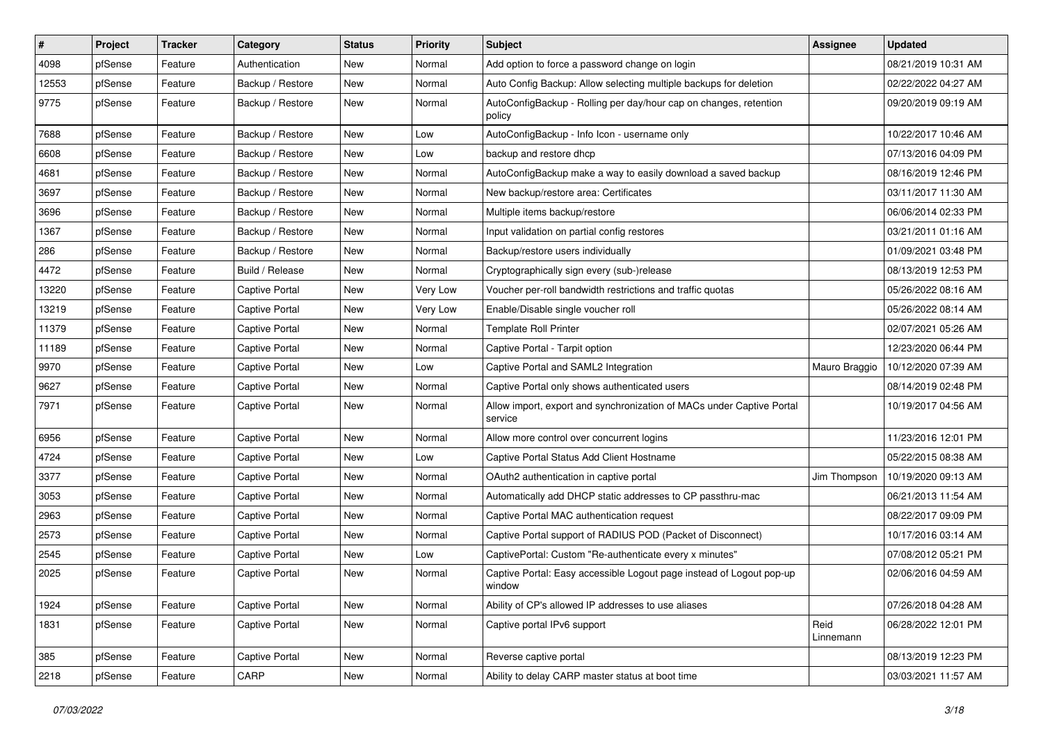| # | Project | Tracker | Category | Status | Priority | Subject | Assignee | Updated |
|---|---|---|---|---|---|---|---|---|
| 4098 | pfSense | Feature | Authentication | New | Normal | Add option to force a password change on login | | 08/21/2019 10:31 AM |
| 12553 | pfSense | Feature | Backup / Restore | New | Normal | Auto Config Backup: Allow selecting multiple backups for deletion | | 02/22/2022 04:27 AM |
| 9775 | pfSense | Feature | Backup / Restore | New | Normal | AutoConfigBackup - Rolling per day/hour cap on changes, retention policy | | 09/20/2019 09:19 AM |
| 7688 | pfSense | Feature | Backup / Restore | New | Low | AutoConfigBackup - Info Icon - username only | | 10/22/2017 10:46 AM |
| 6608 | pfSense | Feature | Backup / Restore | New | Low | backup and restore dhcp | | 07/13/2016 04:09 PM |
| 4681 | pfSense | Feature | Backup / Restore | New | Normal | AutoConfigBackup make a way to easily download a saved backup | | 08/16/2019 12:46 PM |
| 3697 | pfSense | Feature | Backup / Restore | New | Normal | New backup/restore area: Certificates | | 03/11/2017 11:30 AM |
| 3696 | pfSense | Feature | Backup / Restore | New | Normal | Multiple items backup/restore | | 06/06/2014 02:33 PM |
| 1367 | pfSense | Feature | Backup / Restore | New | Normal | Input validation on partial config restores | | 03/21/2011 01:16 AM |
| 286 | pfSense | Feature | Backup / Restore | New | Normal | Backup/restore users individually | | 01/09/2021 03:48 PM |
| 4472 | pfSense | Feature | Build / Release | New | Normal | Cryptographically sign every (sub-)release | | 08/13/2019 12:53 PM |
| 13220 | pfSense | Feature | Captive Portal | New | Very Low | Voucher per-roll bandwidth restrictions and traffic quotas | | 05/26/2022 08:16 AM |
| 13219 | pfSense | Feature | Captive Portal | New | Very Low | Enable/Disable single voucher roll | | 05/26/2022 08:14 AM |
| 11379 | pfSense | Feature | Captive Portal | New | Normal | Template Roll Printer | | 02/07/2021 05:26 AM |
| 11189 | pfSense | Feature | Captive Portal | New | Normal | Captive Portal - Tarpit option | | 12/23/2020 06:44 PM |
| 9970 | pfSense | Feature | Captive Portal | New | Low | Captive Portal and SAML2 Integration | Mauro Braggio | 10/12/2020 07:39 AM |
| 9627 | pfSense | Feature | Captive Portal | New | Normal | Captive Portal only shows authenticated users | | 08/14/2019 02:48 PM |
| 7971 | pfSense | Feature | Captive Portal | New | Normal | Allow import, export and synchronization of MACs under Captive Portal service | | 10/19/2017 04:56 AM |
| 6956 | pfSense | Feature | Captive Portal | New | Normal | Allow more control over concurrent logins | | 11/23/2016 12:01 PM |
| 4724 | pfSense | Feature | Captive Portal | New | Low | Captive Portal Status Add Client Hostname | | 05/22/2015 08:38 AM |
| 3377 | pfSense | Feature | Captive Portal | New | Normal | OAuth2 authentication in captive portal | Jim Thompson | 10/19/2020 09:13 AM |
| 3053 | pfSense | Feature | Captive Portal | New | Normal | Automatically add DHCP static addresses to CP passthru-mac | | 06/21/2013 11:54 AM |
| 2963 | pfSense | Feature | Captive Portal | New | Normal | Captive Portal MAC authentication request | | 08/22/2017 09:09 PM |
| 2573 | pfSense | Feature | Captive Portal | New | Normal | Captive Portal support of RADIUS POD (Packet of Disconnect) | | 10/17/2016 03:14 AM |
| 2545 | pfSense | Feature | Captive Portal | New | Low | CaptivePortal: Custom "Re-authenticate every x minutes" | | 07/08/2012 05:21 PM |
| 2025 | pfSense | Feature | Captive Portal | New | Normal | Captive Portal: Easy accessible Logout page instead of Logout pop-up window | | 02/06/2016 04:59 AM |
| 1924 | pfSense | Feature | Captive Portal | New | Normal | Ability of CP's allowed IP addresses to use aliases | | 07/26/2018 04:28 AM |
| 1831 | pfSense | Feature | Captive Portal | New | Normal | Captive portal IPv6 support | Reid Linnemann | 06/28/2022 12:01 PM |
| 385 | pfSense | Feature | Captive Portal | New | Normal | Reverse captive portal | | 08/13/2019 12:23 PM |
| 2218 | pfSense | Feature | CARP | New | Normal | Ability to delay CARP master status at boot time | | 03/03/2021 11:57 AM |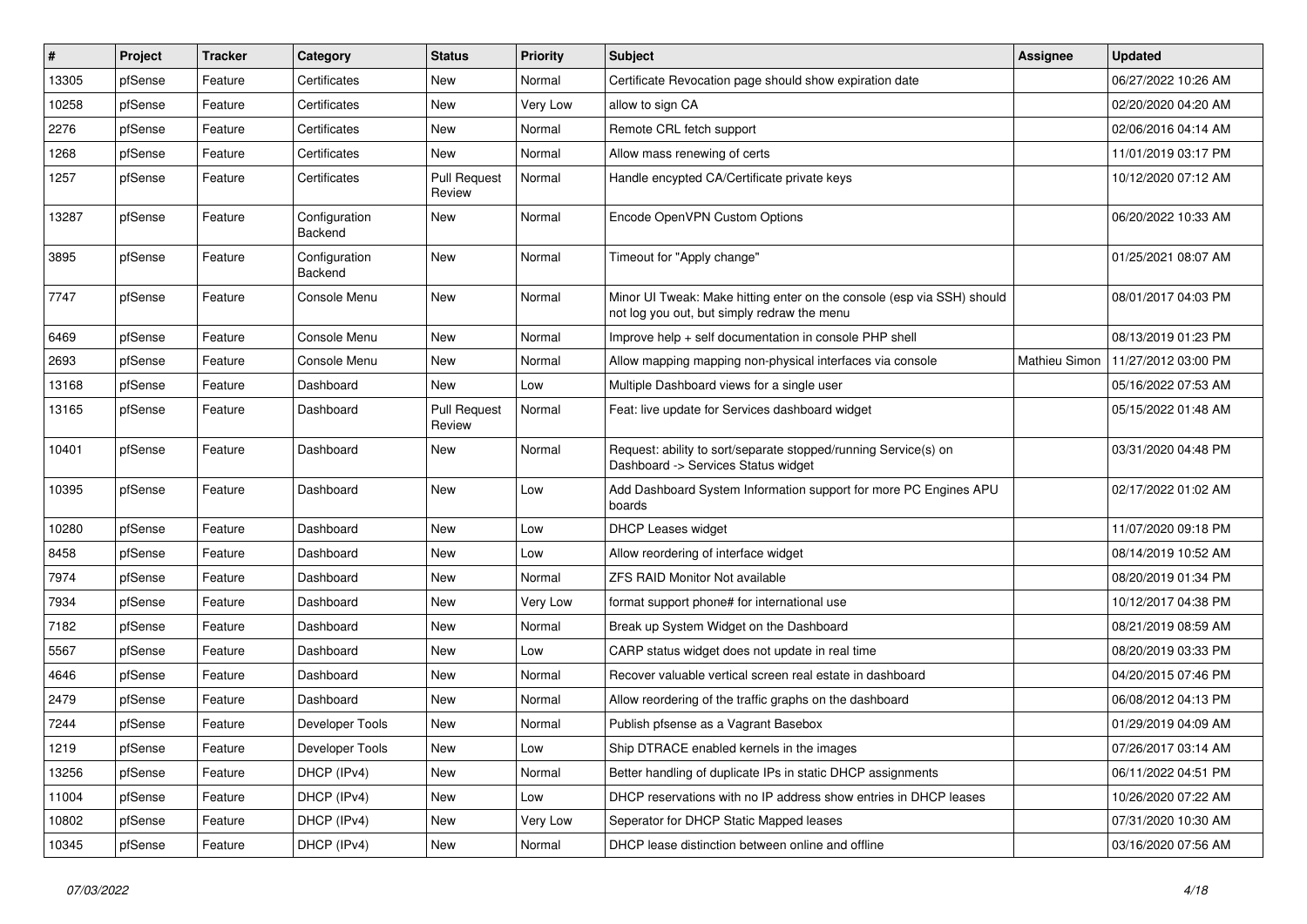| # | Project | Tracker | Category | Status | Priority | Subject | Assignee | Updated |
|---|---|---|---|---|---|---|---|---|
| 13305 | pfSense | Feature | Certificates | New | Normal | Certificate Revocation page should show expiration date | | 06/27/2022 10:26 AM |
| 10258 | pfSense | Feature | Certificates | New | Very Low | allow to sign CA | | 02/20/2020 04:20 AM |
| 2276 | pfSense | Feature | Certificates | New | Normal | Remote CRL fetch support | | 02/06/2016 04:14 AM |
| 1268 | pfSense | Feature | Certificates | New | Normal | Allow mass renewing of certs | | 11/01/2019 03:17 PM |
| 1257 | pfSense | Feature | Certificates | Pull Request Review | Normal | Handle encypted CA/Certificate private keys | | 10/12/2020 07:12 AM |
| 13287 | pfSense | Feature | Configuration Backend | New | Normal | Encode OpenVPN Custom Options | | 06/20/2022 10:33 AM |
| 3895 | pfSense | Feature | Configuration Backend | New | Normal | Timeout for "Apply change" | | 01/25/2021 08:07 AM |
| 7747 | pfSense | Feature | Console Menu | New | Normal | Minor UI Tweak: Make hitting enter on the console (esp via SSH) should not log you out, but simply redraw the menu | | 08/01/2017 04:03 PM |
| 6469 | pfSense | Feature | Console Menu | New | Normal | Improve help + self documentation in console PHP shell | | 08/13/2019 01:23 PM |
| 2693 | pfSense | Feature | Console Menu | New | Normal | Allow mapping mapping non-physical interfaces via console | Mathieu Simon | 11/27/2012 03:00 PM |
| 13168 | pfSense | Feature | Dashboard | New | Low | Multiple Dashboard views for a single user | | 05/16/2022 07:53 AM |
| 13165 | pfSense | Feature | Dashboard | Pull Request Review | Normal | Feat: live update for Services dashboard widget | | 05/15/2022 01:48 AM |
| 10401 | pfSense | Feature | Dashboard | New | Normal | Request: ability to sort/separate stopped/running Service(s) on Dashboard -> Services Status widget | | 03/31/2020 04:48 PM |
| 10395 | pfSense | Feature | Dashboard | New | Low | Add Dashboard System Information support for more PC Engines APU boards | | 02/17/2022 01:02 AM |
| 10280 | pfSense | Feature | Dashboard | New | Low | DHCP Leases widget | | 11/07/2020 09:18 PM |
| 8458 | pfSense | Feature | Dashboard | New | Low | Allow reordering of interface widget | | 08/14/2019 10:52 AM |
| 7974 | pfSense | Feature | Dashboard | New | Normal | ZFS RAID Monitor Not available | | 08/20/2019 01:34 PM |
| 7934 | pfSense | Feature | Dashboard | New | Very Low | format support phone# for international use | | 10/12/2017 04:38 PM |
| 7182 | pfSense | Feature | Dashboard | New | Normal | Break up System Widget on the Dashboard | | 08/21/2019 08:59 AM |
| 5567 | pfSense | Feature | Dashboard | New | Low | CARP status widget does not update in real time | | 08/20/2019 03:33 PM |
| 4646 | pfSense | Feature | Dashboard | New | Normal | Recover valuable vertical screen real estate in dashboard | | 04/20/2015 07:46 PM |
| 2479 | pfSense | Feature | Dashboard | New | Normal | Allow reordering of the traffic graphs on the dashboard | | 06/08/2012 04:13 PM |
| 7244 | pfSense | Feature | Developer Tools | New | Normal | Publish pfsense as a Vagrant Basebox | | 01/29/2019 04:09 AM |
| 1219 | pfSense | Feature | Developer Tools | New | Low | Ship DTRACE enabled kernels in the images | | 07/26/2017 03:14 AM |
| 13256 | pfSense | Feature | DHCP (IPv4) | New | Normal | Better handling of duplicate IPs in static DHCP assignments | | 06/11/2022 04:51 PM |
| 11004 | pfSense | Feature | DHCP (IPv4) | New | Low | DHCP reservations with no IP address show entries in DHCP leases | | 10/26/2020 07:22 AM |
| 10802 | pfSense | Feature | DHCP (IPv4) | New | Very Low | Seperator for DHCP Static Mapped leases | | 07/31/2020 10:30 AM |
| 10345 | pfSense | Feature | DHCP (IPv4) | New | Normal | DHCP lease distinction between online and offline | | 03/16/2020 07:56 AM |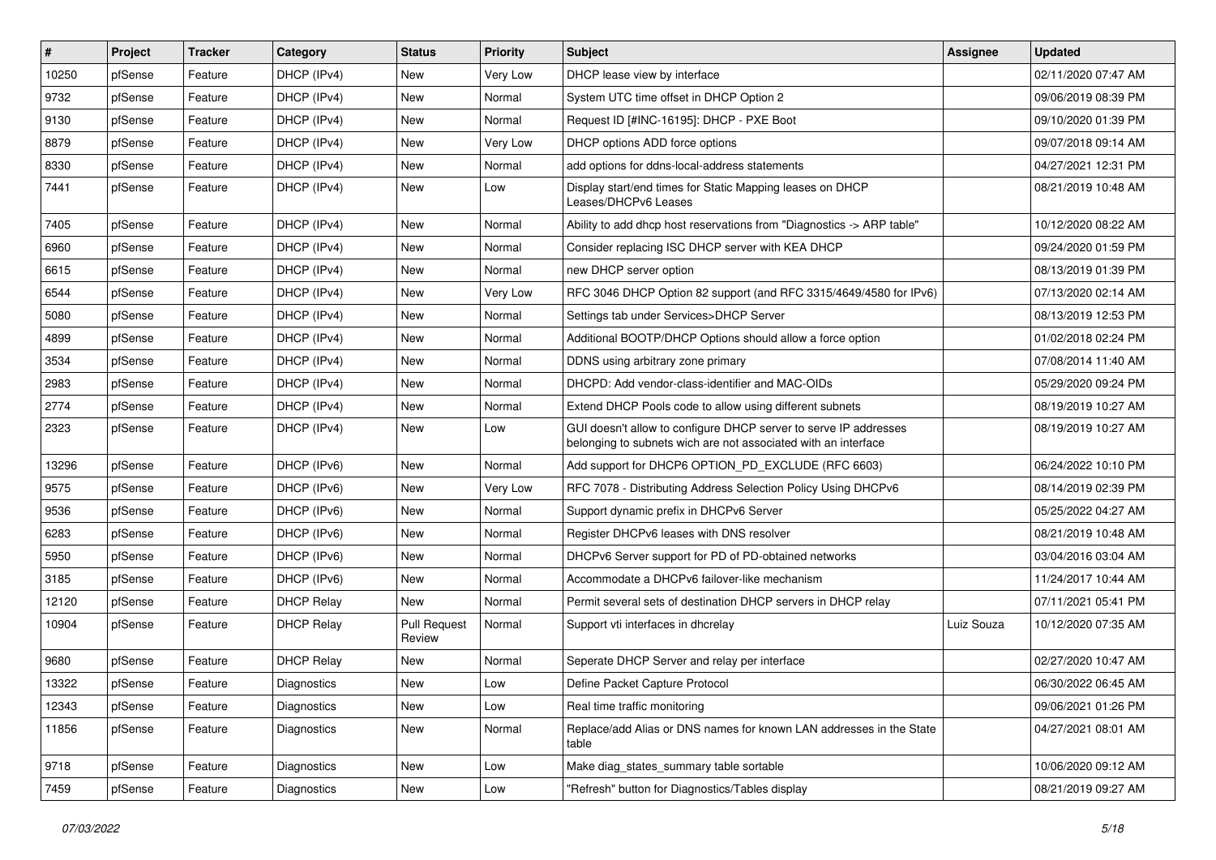| # | Project | Tracker | Category | Status | Priority | Subject | Assignee | Updated |
|---|---|---|---|---|---|---|---|---|
| 10250 | pfSense | Feature | DHCP (IPv4) | New | Very Low | DHCP lease view by interface | | 02/11/2020 07:47 AM |
| 9732 | pfSense | Feature | DHCP (IPv4) | New | Normal | System UTC time offset in DHCP Option 2 | | 09/06/2019 08:39 PM |
| 9130 | pfSense | Feature | DHCP (IPv4) | New | Normal | Request ID [#INC-16195]: DHCP - PXE Boot | | 09/10/2020 01:39 PM |
| 8879 | pfSense | Feature | DHCP (IPv4) | New | Very Low | DHCP options ADD force options | | 09/07/2018 09:14 AM |
| 8330 | pfSense | Feature | DHCP (IPv4) | New | Normal | add options for ddns-local-address statements | | 04/27/2021 12:31 PM |
| 7441 | pfSense | Feature | DHCP (IPv4) | New | Low | Display start/end times for Static Mapping leases on DHCP Leases/DHCPv6 Leases | | 08/21/2019 10:48 AM |
| 7405 | pfSense | Feature | DHCP (IPv4) | New | Normal | Ability to add dhcp host reservations from "Diagnostics -> ARP table" | | 10/12/2020 08:22 AM |
| 6960 | pfSense | Feature | DHCP (IPv4) | New | Normal | Consider replacing ISC DHCP server with KEA DHCP | | 09/24/2020 01:59 PM |
| 6615 | pfSense | Feature | DHCP (IPv4) | New | Normal | new DHCP server option | | 08/13/2019 01:39 PM |
| 6544 | pfSense | Feature | DHCP (IPv4) | New | Very Low | RFC 3046 DHCP Option 82 support (and RFC 3315/4649/4580 for IPv6) | | 07/13/2020 02:14 AM |
| 5080 | pfSense | Feature | DHCP (IPv4) | New | Normal | Settings tab under Services>DHCP Server | | 08/13/2019 12:53 PM |
| 4899 | pfSense | Feature | DHCP (IPv4) | New | Normal | Additional BOOTP/DHCP Options should allow a force option | | 01/02/2018 02:24 PM |
| 3534 | pfSense | Feature | DHCP (IPv4) | New | Normal | DDNS using arbitrary zone primary | | 07/08/2014 11:40 AM |
| 2983 | pfSense | Feature | DHCP (IPv4) | New | Normal | DHCPD: Add vendor-class-identifier and MAC-OIDs | | 05/29/2020 09:24 PM |
| 2774 | pfSense | Feature | DHCP (IPv4) | New | Normal | Extend DHCP Pools code to allow using different subnets | | 08/19/2019 10:27 AM |
| 2323 | pfSense | Feature | DHCP (IPv4) | New | Low | GUI doesn't allow to configure DHCP server to serve IP addresses belonging to subnets wich are not associated with an interface | | 08/19/2019 10:27 AM |
| 13296 | pfSense | Feature | DHCP (IPv6) | New | Normal | Add support for DHCP6 OPTION_PD_EXCLUDE (RFC 6603) | | 06/24/2022 10:10 PM |
| 9575 | pfSense | Feature | DHCP (IPv6) | New | Very Low | RFC 7078 - Distributing Address Selection Policy Using DHCPv6 | | 08/14/2019 02:39 PM |
| 9536 | pfSense | Feature | DHCP (IPv6) | New | Normal | Support dynamic prefix in DHCPv6 Server | | 05/25/2022 04:27 AM |
| 6283 | pfSense | Feature | DHCP (IPv6) | New | Normal | Register DHCPv6 leases with DNS resolver | | 08/21/2019 10:48 AM |
| 5950 | pfSense | Feature | DHCP (IPv6) | New | Normal | DHCPv6 Server support for PD of PD-obtained networks | | 03/04/2016 03:04 AM |
| 3185 | pfSense | Feature | DHCP (IPv6) | New | Normal | Accommodate a DHCPv6 failover-like mechanism | | 11/24/2017 10:44 AM |
| 12120 | pfSense | Feature | DHCP Relay | New | Normal | Permit several sets of destination DHCP servers in DHCP relay | | 07/11/2021 05:41 PM |
| 10904 | pfSense | Feature | DHCP Relay | Pull Request Review | Normal | Support vti interfaces in dhcrelay | Luiz Souza | 10/12/2020 07:35 AM |
| 9680 | pfSense | Feature | DHCP Relay | New | Normal | Seperate DHCP Server and relay per interface | | 02/27/2020 10:47 AM |
| 13322 | pfSense | Feature | Diagnostics | New | Low | Define Packet Capture Protocol | | 06/30/2022 06:45 AM |
| 12343 | pfSense | Feature | Diagnostics | New | Low | Real time traffic monitoring | | 09/06/2021 01:26 PM |
| 11856 | pfSense | Feature | Diagnostics | New | Normal | Replace/add Alias or DNS names for known LAN addresses in the State table | | 04/27/2021 08:01 AM |
| 9718 | pfSense | Feature | Diagnostics | New | Low | Make diag_states_summary table sortable | | 10/06/2020 09:12 AM |
| 7459 | pfSense | Feature | Diagnostics | New | Low | "Refresh" button for Diagnostics/Tables display | | 08/21/2019 09:27 AM |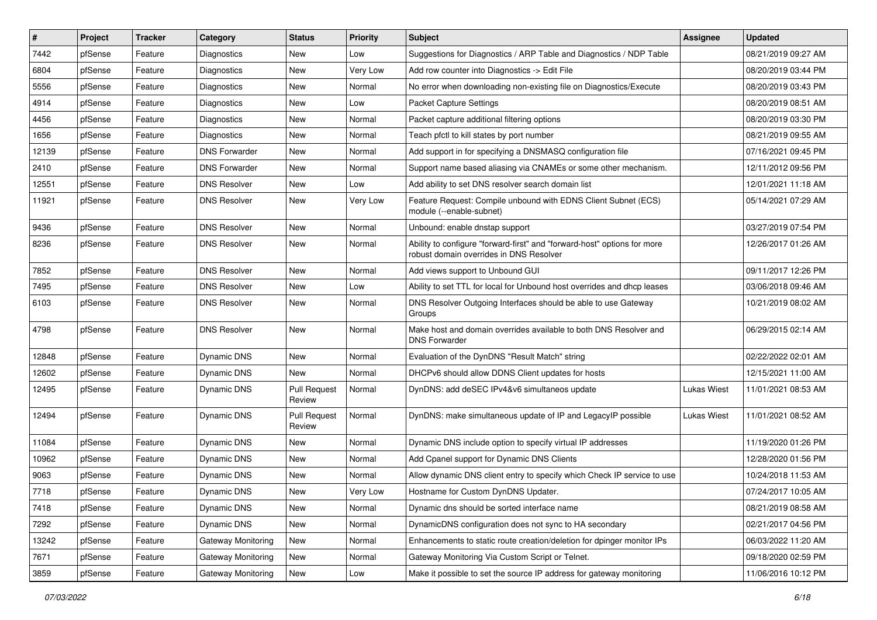| # | Project | Tracker | Category | Status | Priority | Subject | Assignee | Updated |
|---|---|---|---|---|---|---|---|---|
| 7442 | pfSense | Feature | Diagnostics | New | Low | Suggestions for Diagnostics / ARP Table and Diagnostics / NDP Table | | 08/21/2019 09:27 AM |
| 6804 | pfSense | Feature | Diagnostics | New | Very Low | Add row counter into Diagnostics -> Edit File | | 08/20/2019 03:44 PM |
| 5556 | pfSense | Feature | Diagnostics | New | Normal | No error when downloading non-existing file on Diagnostics/Execute | | 08/20/2019 03:43 PM |
| 4914 | pfSense | Feature | Diagnostics | New | Low | Packet Capture Settings | | 08/20/2019 08:51 AM |
| 4456 | pfSense | Feature | Diagnostics | New | Normal | Packet capture additional filtering options | | 08/20/2019 03:30 PM |
| 1656 | pfSense | Feature | Diagnostics | New | Normal | Teach pfctl to kill states by port number | | 08/21/2019 09:55 AM |
| 12139 | pfSense | Feature | DNS Forwarder | New | Normal | Add support in for specifying a DNSMASQ configuration file | | 07/16/2021 09:45 PM |
| 2410 | pfSense | Feature | DNS Forwarder | New | Normal | Support name based aliasing via CNAMEs or some other mechanism. | | 12/11/2012 09:56 PM |
| 12551 | pfSense | Feature | DNS Resolver | New | Low | Add ability to set DNS resolver search domain list | | 12/01/2021 11:18 AM |
| 11921 | pfSense | Feature | DNS Resolver | New | Very Low | Feature Request: Compile unbound with EDNS Client Subnet (ECS) module (--enable-subnet) | | 05/14/2021 07:29 AM |
| 9436 | pfSense | Feature | DNS Resolver | New | Normal | Unbound: enable dnstap support | | 03/27/2019 07:54 PM |
| 8236 | pfSense | Feature | DNS Resolver | New | Normal | Ability to configure "forward-first" and "forward-host" options for more robust domain overrides in DNS Resolver | | 12/26/2017 01:26 AM |
| 7852 | pfSense | Feature | DNS Resolver | New | Normal | Add views support to Unbound GUI | | 09/11/2017 12:26 PM |
| 7495 | pfSense | Feature | DNS Resolver | New | Low | Ability to set TTL for local for Unbound host overrides and dhcp leases | | 03/06/2018 09:46 AM |
| 6103 | pfSense | Feature | DNS Resolver | New | Normal | DNS Resolver Outgoing Interfaces should be able to use Gateway Groups | | 10/21/2019 08:02 AM |
| 4798 | pfSense | Feature | DNS Resolver | New | Normal | Make host and domain overrides available to both DNS Resolver and DNS Forwarder | | 06/29/2015 02:14 AM |
| 12848 | pfSense | Feature | Dynamic DNS | New | Normal | Evaluation of the DynDNS "Result Match" string | | 02/22/2022 02:01 AM |
| 12602 | pfSense | Feature | Dynamic DNS | New | Normal | DHCPv6 should allow DDNS Client updates for hosts | | 12/15/2021 11:00 AM |
| 12495 | pfSense | Feature | Dynamic DNS | Pull Request Review | Normal | DynDNS: add deSEC IPv4&v6 simultaneos update | Lukas Wiest | 11/01/2021 08:53 AM |
| 12494 | pfSense | Feature | Dynamic DNS | Pull Request Review | Normal | DynDNS: make simultaneous update of IP and LegacyIP possible | Lukas Wiest | 11/01/2021 08:52 AM |
| 11084 | pfSense | Feature | Dynamic DNS | New | Normal | Dynamic DNS include option to specify virtual IP addresses | | 11/19/2020 01:26 PM |
| 10962 | pfSense | Feature | Dynamic DNS | New | Normal | Add Cpanel support for Dynamic DNS Clients | | 12/28/2020 01:56 PM |
| 9063 | pfSense | Feature | Dynamic DNS | New | Normal | Allow dynamic DNS client entry to specify which Check IP service to use | | 10/24/2018 11:53 AM |
| 7718 | pfSense | Feature | Dynamic DNS | New | Very Low | Hostname for Custom DynDNS Updater. | | 07/24/2017 10:05 AM |
| 7418 | pfSense | Feature | Dynamic DNS | New | Normal | Dynamic dns should be sorted interface name | | 08/21/2019 08:58 AM |
| 7292 | pfSense | Feature | Dynamic DNS | New | Normal | DynamicDNS configuration does not sync to HA secondary | | 02/21/2017 04:56 PM |
| 13242 | pfSense | Feature | Gateway Monitoring | New | Normal | Enhancements to static route creation/deletion for dpinger monitor IPs | | 06/03/2022 11:20 AM |
| 7671 | pfSense | Feature | Gateway Monitoring | New | Normal | Gateway Monitoring Via Custom Script or Telnet. | | 09/18/2020 02:59 PM |
| 3859 | pfSense | Feature | Gateway Monitoring | New | Low | Make it possible to set the source IP address for gateway monitoring | | 11/06/2016 10:12 PM |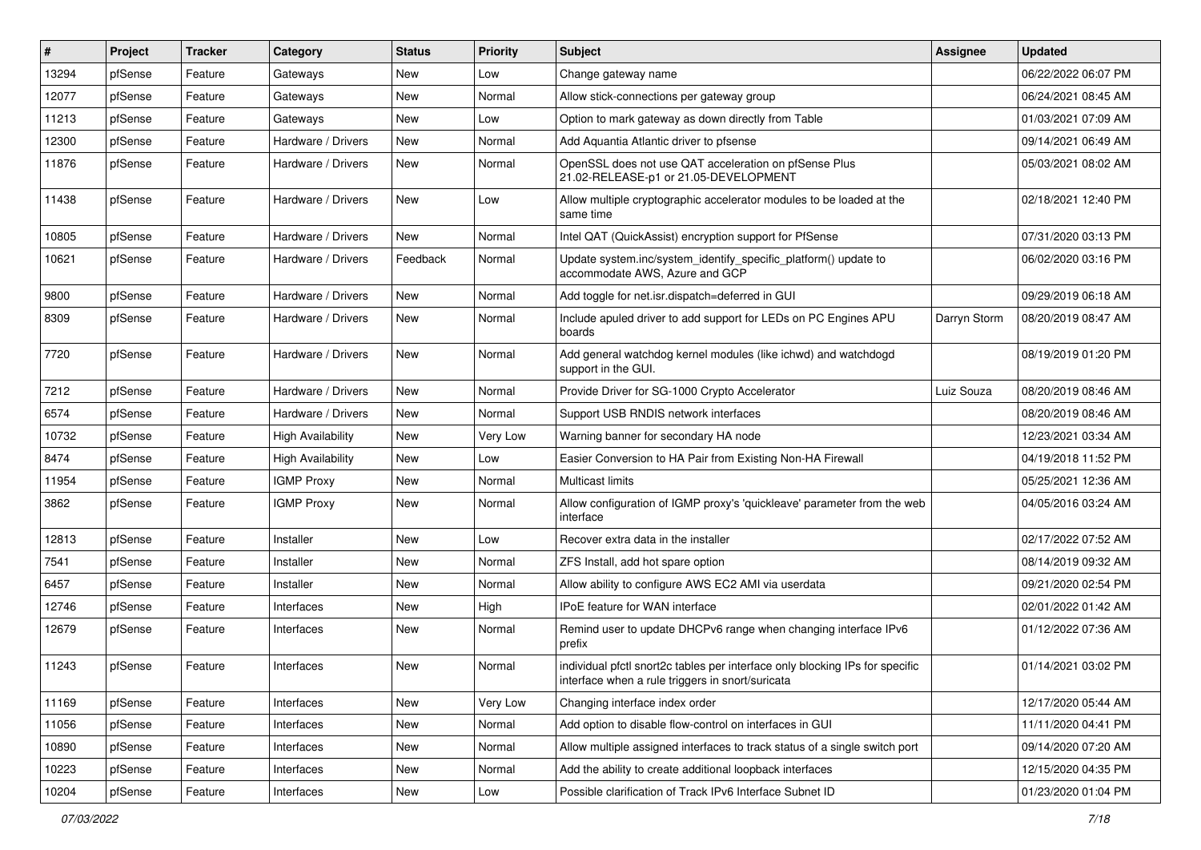| # | Project | Tracker | Category | Status | Priority | Subject | Assignee | Updated |
|---|---|---|---|---|---|---|---|---|
| 13294 | pfSense | Feature | Gateways | New | Low | Change gateway name | | 06/22/2022 06:07 PM |
| 12077 | pfSense | Feature | Gateways | New | Normal | Allow stick-connections per gateway group | | 06/24/2021 08:45 AM |
| 11213 | pfSense | Feature | Gateways | New | Low | Option to mark gateway as down directly from Table | | 01/03/2021 07:09 AM |
| 12300 | pfSense | Feature | Hardware / Drivers | New | Normal | Add Aquantia Atlantic driver to pfsense | | 09/14/2021 06:49 AM |
| 11876 | pfSense | Feature | Hardware / Drivers | New | Normal | OpenSSL does not use QAT acceleration on pfSense Plus 21.02-RELEASE-p1 or 21.05-DEVELOPMENT | | 05/03/2021 08:02 AM |
| 11438 | pfSense | Feature | Hardware / Drivers | New | Low | Allow multiple cryptographic accelerator modules to be loaded at the same time | | 02/18/2021 12:40 PM |
| 10805 | pfSense | Feature | Hardware / Drivers | New | Normal | Intel QAT (QuickAssist) encryption support for PfSense | | 07/31/2020 03:13 PM |
| 10621 | pfSense | Feature | Hardware / Drivers | Feedback | Normal | Update system.inc/system_identify_specific_platform() update to accommodate AWS, Azure and GCP | | 06/02/2020 03:16 PM |
| 9800 | pfSense | Feature | Hardware / Drivers | New | Normal | Add toggle for net.isr.dispatch=deferred in GUI | | 09/29/2019 06:18 AM |
| 8309 | pfSense | Feature | Hardware / Drivers | New | Normal | Include apuled driver to add support for LEDs on PC Engines APU boards | Darryn Storm | 08/20/2019 08:47 AM |
| 7720 | pfSense | Feature | Hardware / Drivers | New | Normal | Add general watchdog kernel modules (like ichwd) and watchdogd support in the GUI. | | 08/19/2019 01:20 PM |
| 7212 | pfSense | Feature | Hardware / Drivers | New | Normal | Provide Driver for SG-1000 Crypto Accelerator | Luiz Souza | 08/20/2019 08:46 AM |
| 6574 | pfSense | Feature | Hardware / Drivers | New | Normal | Support USB RNDIS network interfaces | | 08/20/2019 08:46 AM |
| 10732 | pfSense | Feature | High Availability | New | Very Low | Warning banner for secondary HA node | | 12/23/2021 03:34 AM |
| 8474 | pfSense | Feature | High Availability | New | Low | Easier Conversion to HA Pair from Existing Non-HA Firewall | | 04/19/2018 11:52 PM |
| 11954 | pfSense | Feature | IGMP Proxy | New | Normal | Multicast limits | | 05/25/2021 12:36 AM |
| 3862 | pfSense | Feature | IGMP Proxy | New | Normal | Allow configuration of IGMP proxy's 'quickleave' parameter from the web interface | | 04/05/2016 03:24 AM |
| 12813 | pfSense | Feature | Installer | New | Low | Recover extra data in the installer | | 02/17/2022 07:52 AM |
| 7541 | pfSense | Feature | Installer | New | Normal | ZFS Install, add hot spare option | | 08/14/2019 09:32 AM |
| 6457 | pfSense | Feature | Installer | New | Normal | Allow ability to configure AWS EC2 AMI via userdata | | 09/21/2020 02:54 PM |
| 12746 | pfSense | Feature | Interfaces | New | High | IPoE feature for WAN interface | | 02/01/2022 01:42 AM |
| 12679 | pfSense | Feature | Interfaces | New | Normal | Remind user to update DHCPv6 range when changing interface IPv6 prefix | | 01/12/2022 07:36 AM |
| 11243 | pfSense | Feature | Interfaces | New | Normal | individual pfctl snort2c tables per interface only blocking IPs for specific interface when a rule triggers in snort/suricata | | 01/14/2021 03:02 PM |
| 11169 | pfSense | Feature | Interfaces | New | Very Low | Changing interface index order | | 12/17/2020 05:44 AM |
| 11056 | pfSense | Feature | Interfaces | New | Normal | Add option to disable flow-control on interfaces in GUI | | 11/11/2020 04:41 PM |
| 10890 | pfSense | Feature | Interfaces | New | Normal | Allow multiple assigned interfaces to track status of a single switch port | | 09/14/2020 07:20 AM |
| 10223 | pfSense | Feature | Interfaces | New | Normal | Add the ability to create additional loopback interfaces | | 12/15/2020 04:35 PM |
| 10204 | pfSense | Feature | Interfaces | New | Low | Possible clarification of Track IPv6 Interface Subnet ID | | 01/23/2020 01:04 PM |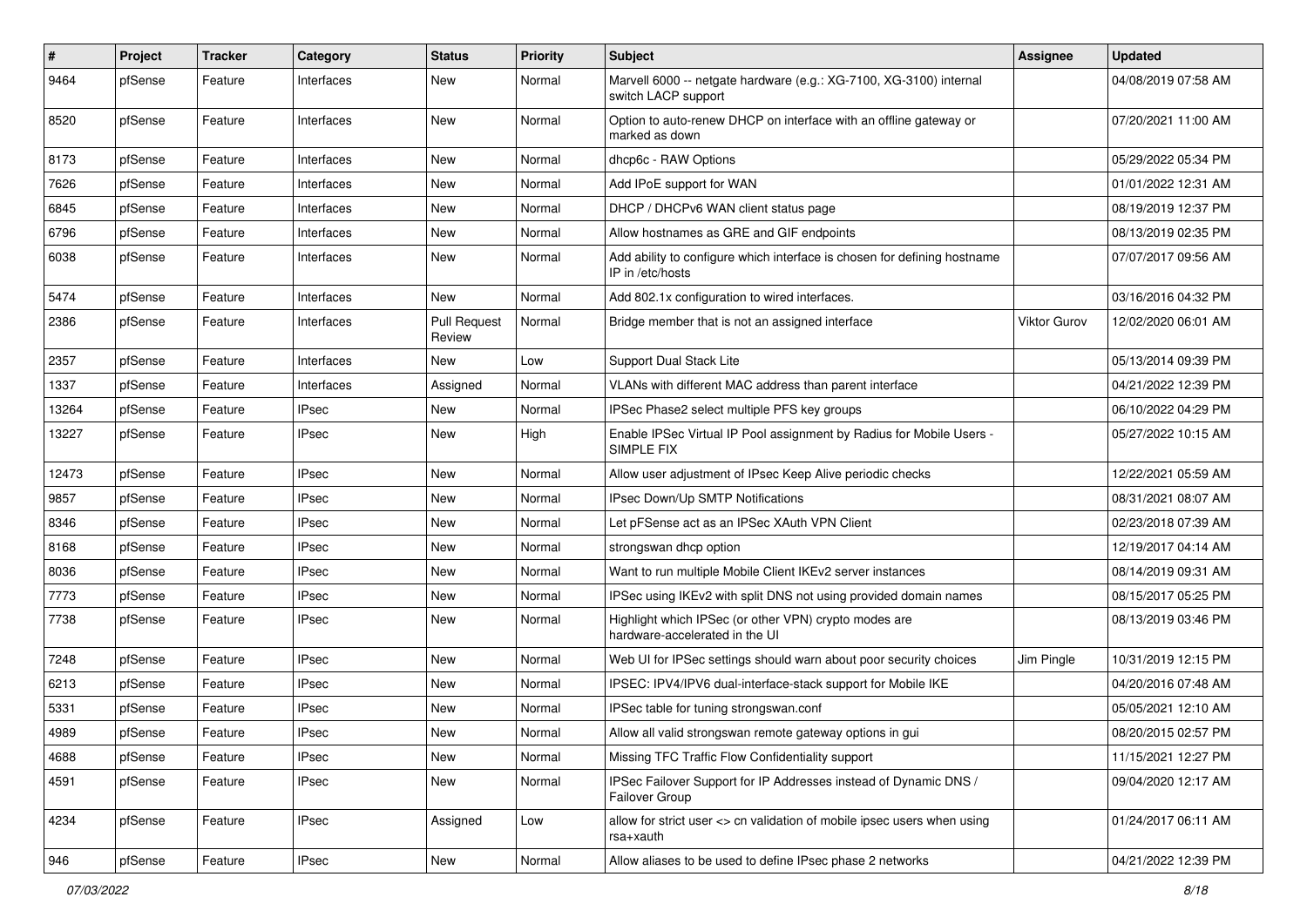| # | Project | Tracker | Category | Status | Priority | Subject | Assignee | Updated |
|---|---|---|---|---|---|---|---|---|
| 9464 | pfSense | Feature | Interfaces | New | Normal | Marvell 6000 -- netgate hardware (e.g.: XG-7100, XG-3100) internal switch LACP support | | 04/08/2019 07:58 AM |
| 8520 | pfSense | Feature | Interfaces | New | Normal | Option to auto-renew DHCP on interface with an offline gateway or marked as down | | 07/20/2021 11:00 AM |
| 8173 | pfSense | Feature | Interfaces | New | Normal | dhcp6c - RAW Options | | 05/29/2022 05:34 PM |
| 7626 | pfSense | Feature | Interfaces | New | Normal | Add IPoE support for WAN | | 01/01/2022 12:31 AM |
| 6845 | pfSense | Feature | Interfaces | New | Normal | DHCP / DHCPv6 WAN client status page | | 08/19/2019 12:37 PM |
| 6796 | pfSense | Feature | Interfaces | New | Normal | Allow hostnames as GRE and GIF endpoints | | 08/13/2019 02:35 PM |
| 6038 | pfSense | Feature | Interfaces | New | Normal | Add ability to configure which interface is chosen for defining hostname IP in /etc/hosts | | 07/07/2017 09:56 AM |
| 5474 | pfSense | Feature | Interfaces | New | Normal | Add 802.1x configuration to wired interfaces. | | 03/16/2016 04:32 PM |
| 2386 | pfSense | Feature | Interfaces | Pull Request Review | Normal | Bridge member that is not an assigned interface | Viktor Gurov | 12/02/2020 06:01 AM |
| 2357 | pfSense | Feature | Interfaces | New | Low | Support Dual Stack Lite | | 05/13/2014 09:39 PM |
| 1337 | pfSense | Feature | Interfaces | Assigned | Normal | VLANs with different MAC address than parent interface | | 04/21/2022 12:39 PM |
| 13264 | pfSense | Feature | IPsec | New | Normal | IPSec Phase2 select multiple PFS key groups | | 06/10/2022 04:29 PM |
| 13227 | pfSense | Feature | IPsec | New | High | Enable IPSec Virtual IP Pool assignment by Radius for Mobile Users - SIMPLE FIX | | 05/27/2022 10:15 AM |
| 12473 | pfSense | Feature | IPsec | New | Normal | Allow user adjustment of IPsec Keep Alive periodic checks | | 12/22/2021 05:59 AM |
| 9857 | pfSense | Feature | IPsec | New | Normal | IPsec Down/Up SMTP Notifications | | 08/31/2021 08:07 AM |
| 8346 | pfSense | Feature | IPsec | New | Normal | Let pFSense act as an IPSec XAuth VPN Client | | 02/23/2018 07:39 AM |
| 8168 | pfSense | Feature | IPsec | New | Normal | strongswan dhcp option | | 12/19/2017 04:14 AM |
| 8036 | pfSense | Feature | IPsec | New | Normal | Want to run multiple Mobile Client IKEv2 server instances | | 08/14/2019 09:31 AM |
| 7773 | pfSense | Feature | IPsec | New | Normal | IPSec using IKEv2 with split DNS not using provided domain names | | 08/15/2017 05:25 PM |
| 7738 | pfSense | Feature | IPsec | New | Normal | Highlight which IPSec (or other VPN) crypto modes are hardware-accelerated in the UI | | 08/13/2019 03:46 PM |
| 7248 | pfSense | Feature | IPsec | New | Normal | Web UI for IPSec settings should warn about poor security choices | Jim Pingle | 10/31/2019 12:15 PM |
| 6213 | pfSense | Feature | IPsec | New | Normal | IPSEC: IPV4/IPV6 dual-interface-stack support for Mobile IKE | | 04/20/2016 07:48 AM |
| 5331 | pfSense | Feature | IPsec | New | Normal | IPSec table for tuning strongswan.conf | | 05/05/2021 12:10 AM |
| 4989 | pfSense | Feature | IPsec | New | Normal | Allow all valid strongswan remote gateway options in gui | | 08/20/2015 02:57 PM |
| 4688 | pfSense | Feature | IPsec | New | Normal | Missing TFC Traffic Flow Confidentiality support | | 11/15/2021 12:27 PM |
| 4591 | pfSense | Feature | IPsec | New | Normal | IPSec Failover Support for IP Addresses instead of Dynamic DNS / Failover Group | | 09/04/2020 12:17 AM |
| 4234 | pfSense | Feature | IPsec | Assigned | Low | allow for strict user <> cn validation of mobile ipsec users when using rsa+xauth | | 01/24/2017 06:11 AM |
| 946 | pfSense | Feature | IPsec | New | Normal | Allow aliases to be used to define IPsec phase 2 networks | | 04/21/2022 12:39 PM |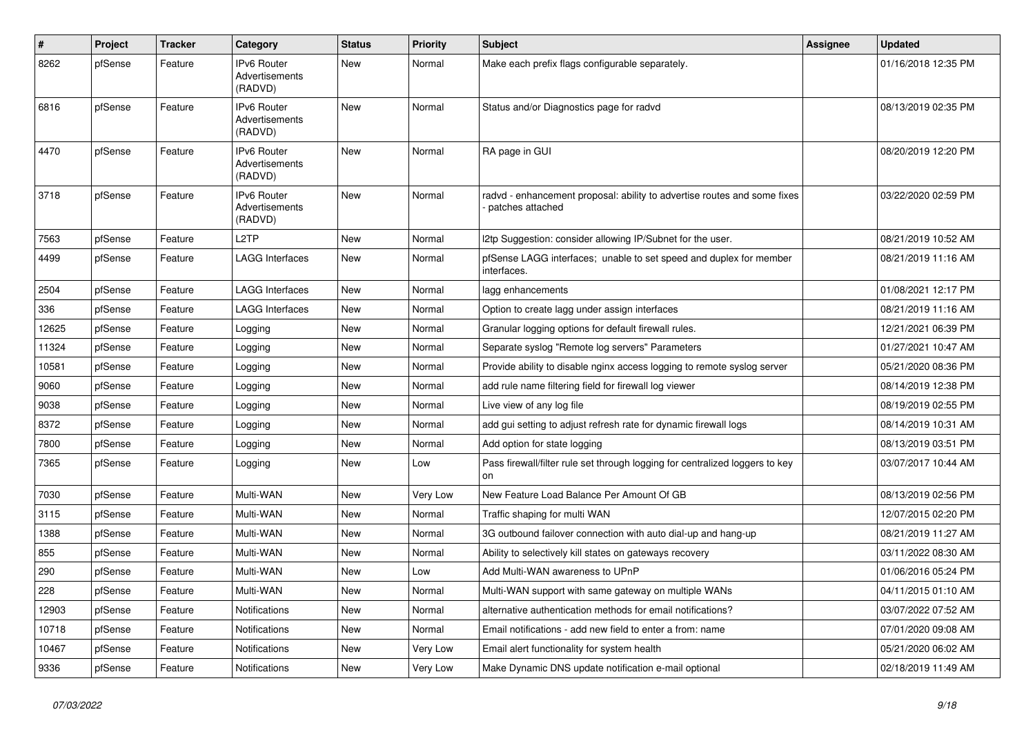| # | Project | Tracker | Category | Status | Priority | Subject | Assignee | Updated |
|---|---|---|---|---|---|---|---|---|
| 8262 | pfSense | Feature | IPv6 Router Advertisements (RADVD) | New | Normal | Make each prefix flags configurable separately. | | 01/16/2018 12:35 PM |
| 6816 | pfSense | Feature | IPv6 Router Advertisements (RADVD) | New | Normal | Status and/or Diagnostics page for radvd | | 08/13/2019 02:35 PM |
| 4470 | pfSense | Feature | IPv6 Router Advertisements (RADVD) | New | Normal | RA page in GUI | | 08/20/2019 12:20 PM |
| 3718 | pfSense | Feature | IPv6 Router Advertisements (RADVD) | New | Normal | radvd - enhancement proposal: ability to advertise routes and some fixes - patches attached | | 03/22/2020 02:59 PM |
| 7563 | pfSense | Feature | L2TP | New | Normal | l2tp Suggestion: consider allowing IP/Subnet for the user. | | 08/21/2019 10:52 AM |
| 4499 | pfSense | Feature | LAGG Interfaces | New | Normal | pfSense LAGG interfaces; unable to set speed and duplex for member interfaces. | | 08/21/2019 11:16 AM |
| 2504 | pfSense | Feature | LAGG Interfaces | New | Normal | lagg enhancements | | 01/08/2021 12:17 PM |
| 336 | pfSense | Feature | LAGG Interfaces | New | Normal | Option to create lagg under assign interfaces | | 08/21/2019 11:16 AM |
| 12625 | pfSense | Feature | Logging | New | Normal | Granular logging options for default firewall rules. | | 12/21/2021 06:39 PM |
| 11324 | pfSense | Feature | Logging | New | Normal | Separate syslog "Remote log servers" Parameters | | 01/27/2021 10:47 AM |
| 10581 | pfSense | Feature | Logging | New | Normal | Provide ability to disable nginx access logging to remote syslog server | | 05/21/2020 08:36 PM |
| 9060 | pfSense | Feature | Logging | New | Normal | add rule name filtering field for firewall log viewer | | 08/14/2019 12:38 PM |
| 9038 | pfSense | Feature | Logging | New | Normal | Live view of any log file | | 08/19/2019 02:55 PM |
| 8372 | pfSense | Feature | Logging | New | Normal | add gui setting to adjust refresh rate for dynamic firewall logs | | 08/14/2019 10:31 AM |
| 7800 | pfSense | Feature | Logging | New | Normal | Add option for state logging | | 08/13/2019 03:51 PM |
| 7365 | pfSense | Feature | Logging | New | Low | Pass firewall/filter rule set through logging for centralized loggers to key on | | 03/07/2017 10:44 AM |
| 7030 | pfSense | Feature | Multi-WAN | New | Very Low | New Feature Load Balance Per Amount Of GB | | 08/13/2019 02:56 PM |
| 3115 | pfSense | Feature | Multi-WAN | New | Normal | Traffic shaping for multi WAN | | 12/07/2015 02:20 PM |
| 1388 | pfSense | Feature | Multi-WAN | New | Normal | 3G outbound failover connection with auto dial-up and hang-up | | 08/21/2019 11:27 AM |
| 855 | pfSense | Feature | Multi-WAN | New | Normal | Ability to selectively kill states on gateways recovery | | 03/11/2022 08:30 AM |
| 290 | pfSense | Feature | Multi-WAN | New | Low | Add Multi-WAN awareness to UPnP | | 01/06/2016 05:24 PM |
| 228 | pfSense | Feature | Multi-WAN | New | Normal | Multi-WAN support with same gateway on multiple WANs | | 04/11/2015 01:10 AM |
| 12903 | pfSense | Feature | Notifications | New | Normal | alternative authentication methods for email notifications? | | 03/07/2022 07:52 AM |
| 10718 | pfSense | Feature | Notifications | New | Normal | Email notifications - add new field to enter a from: name | | 07/01/2020 09:08 AM |
| 10467 | pfSense | Feature | Notifications | New | Very Low | Email alert functionality for system health | | 05/21/2020 06:02 AM |
| 9336 | pfSense | Feature | Notifications | New | Very Low | Make Dynamic DNS update notification e-mail optional | | 02/18/2019 11:49 AM |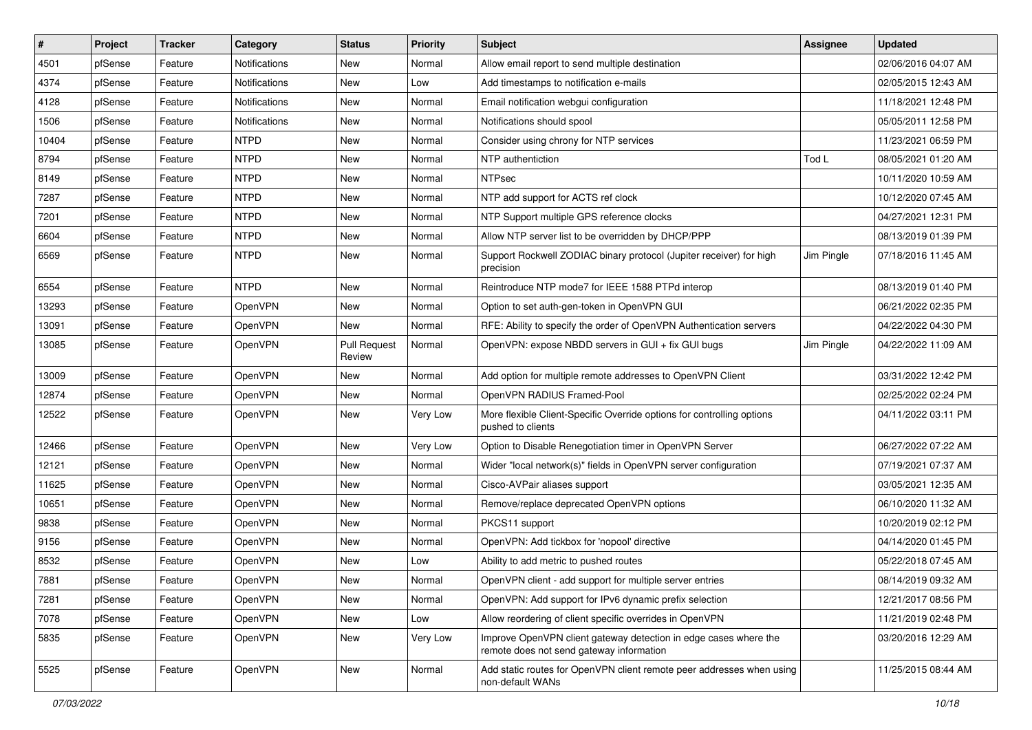| # | Project | Tracker | Category | Status | Priority | Subject | Assignee | Updated |
|---|---|---|---|---|---|---|---|---|
| 4501 | pfSense | Feature | Notifications | New | Normal | Allow email report to send multiple destination | | 02/06/2016 04:07 AM |
| 4374 | pfSense | Feature | Notifications | New | Low | Add timestamps to notification e-mails | | 02/05/2015 12:43 AM |
| 4128 | pfSense | Feature | Notifications | New | Normal | Email notification webgui configuration | | 11/18/2021 12:48 PM |
| 1506 | pfSense | Feature | Notifications | New | Normal | Notifications should spool | | 05/05/2011 12:58 PM |
| 10404 | pfSense | Feature | NTPD | New | Normal | Consider using chrony for NTP services | | 11/23/2021 06:59 PM |
| 8794 | pfSense | Feature | NTPD | New | Normal | NTP authentiction | Tod L | 08/05/2021 01:20 AM |
| 8149 | pfSense | Feature | NTPD | New | Normal | NTPsec | | 10/11/2020 10:59 AM |
| 7287 | pfSense | Feature | NTPD | New | Normal | NTP add support for ACTS ref clock | | 10/12/2020 07:45 AM |
| 7201 | pfSense | Feature | NTPD | New | Normal | NTP Support multiple GPS reference clocks | | 04/27/2021 12:31 PM |
| 6604 | pfSense | Feature | NTPD | New | Normal | Allow NTP server list to be overridden by DHCP/PPP | | 08/13/2019 01:39 PM |
| 6569 | pfSense | Feature | NTPD | New | Normal | Support Rockwell ZODIAC binary protocol (Jupiter receiver) for high precision | Jim Pingle | 07/18/2016 11:45 AM |
| 6554 | pfSense | Feature | NTPD | New | Normal | Reintroduce NTP mode7 for IEEE 1588 PTPd interop | | 08/13/2019 01:40 PM |
| 13293 | pfSense | Feature | OpenVPN | New | Normal | Option to set auth-gen-token in OpenVPN GUI | | 06/21/2022 02:35 PM |
| 13091 | pfSense | Feature | OpenVPN | New | Normal | RFE: Ability to specify the order of OpenVPN Authentication servers | | 04/22/2022 04:30 PM |
| 13085 | pfSense | Feature | OpenVPN | Pull Request Review | Normal | OpenVPN: expose NBDD servers in GUI + fix GUI bugs | Jim Pingle | 04/22/2022 11:09 AM |
| 13009 | pfSense | Feature | OpenVPN | New | Normal | Add option for multiple remote addresses to OpenVPN Client | | 03/31/2022 12:42 PM |
| 12874 | pfSense | Feature | OpenVPN | New | Normal | OpenVPN RADIUS Framed-Pool | | 02/25/2022 02:24 PM |
| 12522 | pfSense | Feature | OpenVPN | New | Very Low | More flexible Client-Specific Override options for controlling options pushed to clients | | 04/11/2022 03:11 PM |
| 12466 | pfSense | Feature | OpenVPN | New | Very Low | Option to Disable Renegotiation timer in OpenVPN Server | | 06/27/2022 07:22 AM |
| 12121 | pfSense | Feature | OpenVPN | New | Normal | Wider "local network(s)" fields in OpenVPN server configuration | | 07/19/2021 07:37 AM |
| 11625 | pfSense | Feature | OpenVPN | New | Normal | Cisco-AVPair aliases support | | 03/05/2021 12:35 AM |
| 10651 | pfSense | Feature | OpenVPN | New | Normal | Remove/replace deprecated OpenVPN options | | 06/10/2020 11:32 AM |
| 9838 | pfSense | Feature | OpenVPN | New | Normal | PKCS11 support | | 10/20/2019 02:12 PM |
| 9156 | pfSense | Feature | OpenVPN | New | Normal | OpenVPN: Add tickbox for 'nopool' directive | | 04/14/2020 01:45 PM |
| 8532 | pfSense | Feature | OpenVPN | New | Low | Ability to add metric to pushed routes | | 05/22/2018 07:45 AM |
| 7881 | pfSense | Feature | OpenVPN | New | Normal | OpenVPN client - add support for multiple server entries | | 08/14/2019 09:32 AM |
| 7281 | pfSense | Feature | OpenVPN | New | Normal | OpenVPN: Add support for IPv6 dynamic prefix selection | | 12/21/2017 08:56 PM |
| 7078 | pfSense | Feature | OpenVPN | New | Low | Allow reordering of client specific overrides in OpenVPN | | 11/21/2019 02:48 PM |
| 5835 | pfSense | Feature | OpenVPN | New | Very Low | Improve OpenVPN client gateway detection in edge cases where the remote does not send gateway information | | 03/20/2016 12:29 AM |
| 5525 | pfSense | Feature | OpenVPN | New | Normal | Add static routes for OpenVPN client remote peer addresses when using non-default WANs | | 11/25/2015 08:44 AM |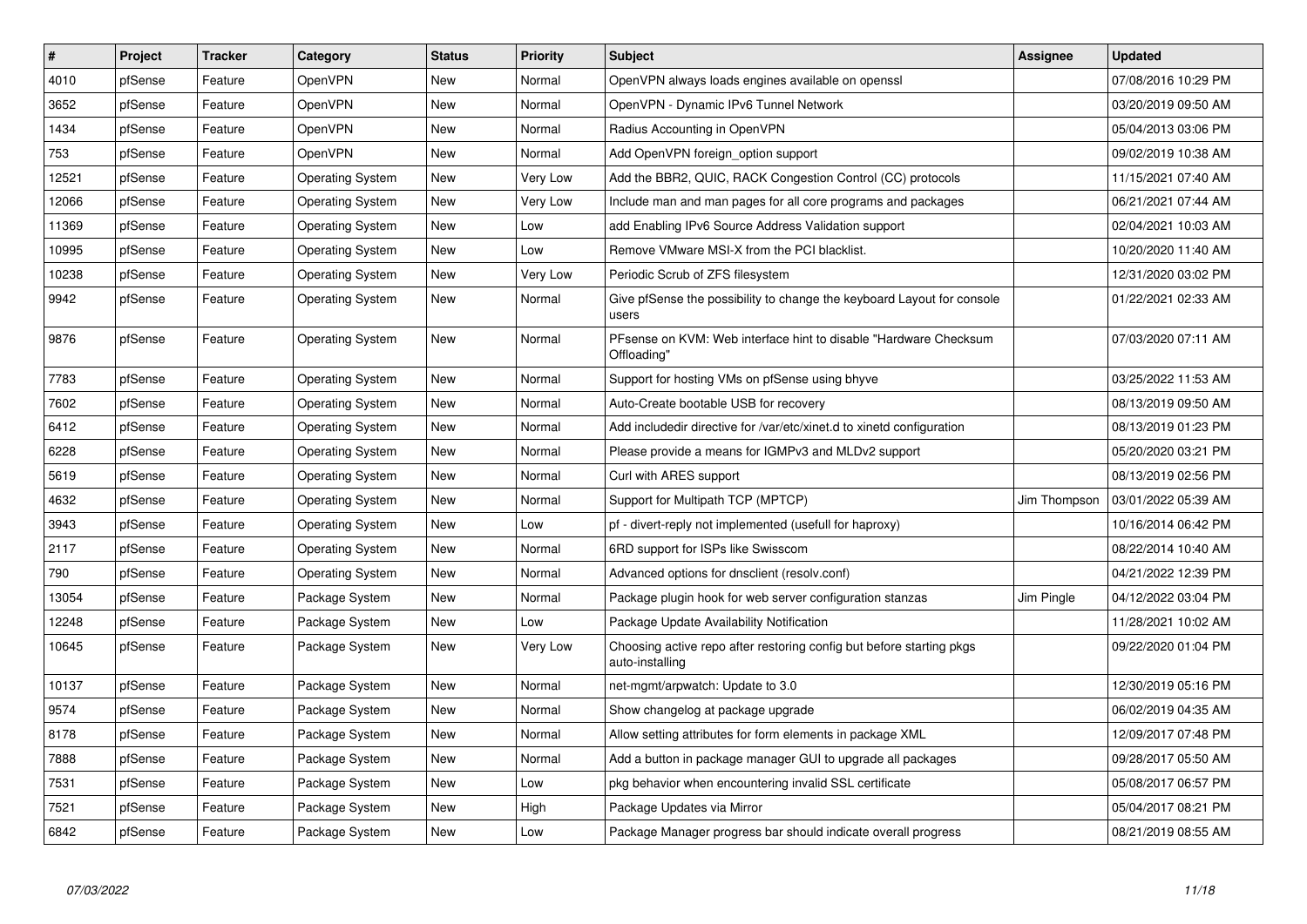| # | Project | Tracker | Category | Status | Priority | Subject | Assignee | Updated |
|---|---|---|---|---|---|---|---|---|
| 4010 | pfSense | Feature | OpenVPN | New | Normal | OpenVPN always loads engines available on openssl | | 07/08/2016 10:29 PM |
| 3652 | pfSense | Feature | OpenVPN | New | Normal | OpenVPN - Dynamic IPv6 Tunnel Network | | 03/20/2019 09:50 AM |
| 1434 | pfSense | Feature | OpenVPN | New | Normal | Radius Accounting in OpenVPN | | 05/04/2013 03:06 PM |
| 753 | pfSense | Feature | OpenVPN | New | Normal | Add OpenVPN foreign_option support | | 09/02/2019 10:38 AM |
| 12521 | pfSense | Feature | Operating System | New | Very Low | Add the BBR2, QUIC, RACK Congestion Control (CC) protocols | | 11/15/2021 07:40 AM |
| 12066 | pfSense | Feature | Operating System | New | Very Low | Include man and man pages for all core programs and packages | | 06/21/2021 07:44 AM |
| 11369 | pfSense | Feature | Operating System | New | Low | add Enabling IPv6 Source Address Validation support | | 02/04/2021 10:03 AM |
| 10995 | pfSense | Feature | Operating System | New | Low | Remove VMware MSI-X from the PCI blacklist. | | 10/20/2020 11:40 AM |
| 10238 | pfSense | Feature | Operating System | New | Very Low | Periodic Scrub of ZFS filesystem | | 12/31/2020 03:02 PM |
| 9942 | pfSense | Feature | Operating System | New | Normal | Give pfSense the possibility to change the keyboard Layout for console users | | 01/22/2021 02:33 AM |
| 9876 | pfSense | Feature | Operating System | New | Normal | PFsense on KVM: Web interface hint to disable "Hardware Checksum Offloading" | | 07/03/2020 07:11 AM |
| 7783 | pfSense | Feature | Operating System | New | Normal | Support for hosting VMs on pfSense using bhyve | | 03/25/2022 11:53 AM |
| 7602 | pfSense | Feature | Operating System | New | Normal | Auto-Create bootable USB for recovery | | 08/13/2019 09:50 AM |
| 6412 | pfSense | Feature | Operating System | New | Normal | Add includedir directive for /var/etc/xinet.d to xinetd configuration | | 08/13/2019 01:23 PM |
| 6228 | pfSense | Feature | Operating System | New | Normal | Please provide a means for IGMPv3 and MLDv2 support | | 05/20/2020 03:21 PM |
| 5619 | pfSense | Feature | Operating System | New | Normal | Curl with ARES support | | 08/13/2019 02:56 PM |
| 4632 | pfSense | Feature | Operating System | New | Normal | Support for Multipath TCP (MPTCP) | Jim Thompson | 03/01/2022 05:39 AM |
| 3943 | pfSense | Feature | Operating System | New | Low | pf - divert-reply not implemented (usefull for haproxy) | | 10/16/2014 06:42 PM |
| 2117 | pfSense | Feature | Operating System | New | Normal | 6RD support for ISPs like Swisscom | | 08/22/2014 10:40 AM |
| 790 | pfSense | Feature | Operating System | New | Normal | Advanced options for dnsclient (resolv.conf) | | 04/21/2022 12:39 PM |
| 13054 | pfSense | Feature | Package System | New | Normal | Package plugin hook for web server configuration stanzas | Jim Pingle | 04/12/2022 03:04 PM |
| 12248 | pfSense | Feature | Package System | New | Low | Package Update Availability Notification | | 11/28/2021 10:02 AM |
| 10645 | pfSense | Feature | Package System | New | Very Low | Choosing active repo after restoring config but before starting pkgs auto-installing | | 09/22/2020 01:04 PM |
| 10137 | pfSense | Feature | Package System | New | Normal | net-mgmt/arpwatch: Update to 3.0 | | 12/30/2019 05:16 PM |
| 9574 | pfSense | Feature | Package System | New | Normal | Show changelog at package upgrade | | 06/02/2019 04:35 AM |
| 8178 | pfSense | Feature | Package System | New | Normal | Allow setting attributes for form elements in package XML | | 12/09/2017 07:48 PM |
| 7888 | pfSense | Feature | Package System | New | Normal | Add a button in package manager GUI to upgrade all packages | | 09/28/2017 05:50 AM |
| 7531 | pfSense | Feature | Package System | New | Low | pkg behavior when encountering invalid SSL certificate | | 05/08/2017 06:57 PM |
| 7521 | pfSense | Feature | Package System | New | High | Package Updates via Mirror | | 05/04/2017 08:21 PM |
| 6842 | pfSense | Feature | Package System | New | Low | Package Manager progress bar should indicate overall progress | | 08/21/2019 08:55 AM |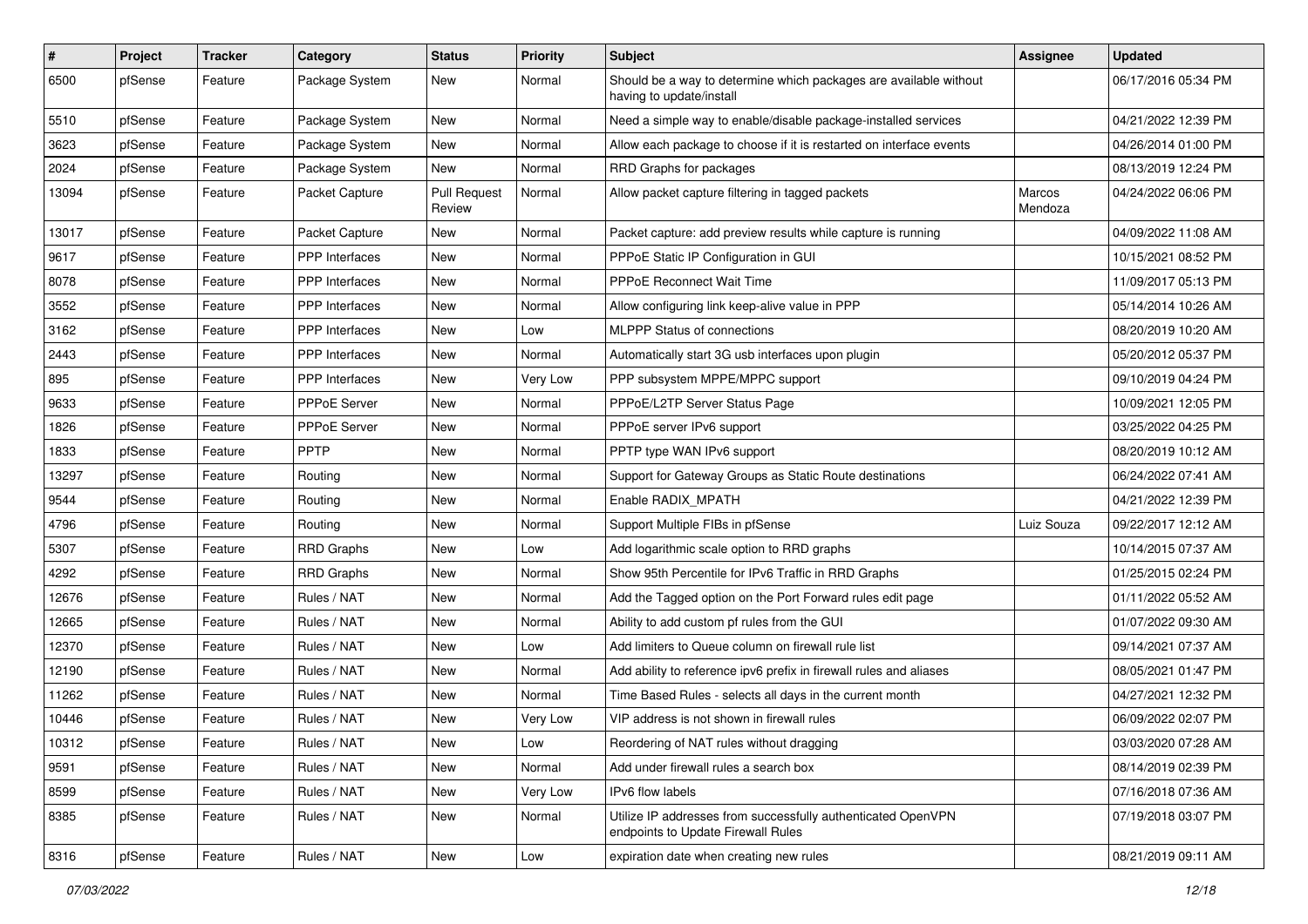| # | Project | Tracker | Category | Status | Priority | Subject | Assignee | Updated |
|---|---|---|---|---|---|---|---|---|
| 6500 | pfSense | Feature | Package System | New | Normal | Should be a way to determine which packages are available without having to update/install | | 06/17/2016 05:34 PM |
| 5510 | pfSense | Feature | Package System | New | Normal | Need a simple way to enable/disable package-installed services | | 04/21/2022 12:39 PM |
| 3623 | pfSense | Feature | Package System | New | Normal | Allow each package to choose if it is restarted on interface events | | 04/26/2014 01:00 PM |
| 2024 | pfSense | Feature | Package System | New | Normal | RRD Graphs for packages | | 08/13/2019 12:24 PM |
| 13094 | pfSense | Feature | Packet Capture | Pull Request Review | Normal | Allow packet capture filtering in tagged packets | Marcos Mendoza | 04/24/2022 06:06 PM |
| 13017 | pfSense | Feature | Packet Capture | New | Normal | Packet capture: add preview results while capture is running | | 04/09/2022 11:08 AM |
| 9617 | pfSense | Feature | PPP Interfaces | New | Normal | PPPoE Static IP Configuration in GUI | | 10/15/2021 08:52 PM |
| 8078 | pfSense | Feature | PPP Interfaces | New | Normal | PPPoE Reconnect Wait Time | | 11/09/2017 05:13 PM |
| 3552 | pfSense | Feature | PPP Interfaces | New | Normal | Allow configuring link keep-alive value in PPP | | 05/14/2014 10:26 AM |
| 3162 | pfSense | Feature | PPP Interfaces | New | Low | MLPPP Status of connections | | 08/20/2019 10:20 AM |
| 2443 | pfSense | Feature | PPP Interfaces | New | Normal | Automatically start 3G usb interfaces upon plugin | | 05/20/2012 05:37 PM |
| 895 | pfSense | Feature | PPP Interfaces | New | Very Low | PPP subsystem MPPE/MPPC support | | 09/10/2019 04:24 PM |
| 9633 | pfSense | Feature | PPPoE Server | New | Normal | PPPoE/L2TP Server Status Page | | 10/09/2021 12:05 PM |
| 1826 | pfSense | Feature | PPPoE Server | New | Normal | PPPoE server IPv6 support | | 03/25/2022 04:25 PM |
| 1833 | pfSense | Feature | PPTP | New | Normal | PPTP type WAN IPv6 support | | 08/20/2019 10:12 AM |
| 13297 | pfSense | Feature | Routing | New | Normal | Support for Gateway Groups as Static Route destinations | | 06/24/2022 07:41 AM |
| 9544 | pfSense | Feature | Routing | New | Normal | Enable RADIX_MPATH | | 04/21/2022 12:39 PM |
| 4796 | pfSense | Feature | Routing | New | Normal | Support Multiple FIBs in pfSense | Luiz Souza | 09/22/2017 12:12 AM |
| 5307 | pfSense | Feature | RRD Graphs | New | Low | Add logarithmic scale option to RRD graphs | | 10/14/2015 07:37 AM |
| 4292 | pfSense | Feature | RRD Graphs | New | Normal | Show 95th Percentile for IPv6 Traffic in RRD Graphs | | 01/25/2015 02:24 PM |
| 12676 | pfSense | Feature | Rules / NAT | New | Normal | Add the Tagged option on the Port Forward rules edit page | | 01/11/2022 05:52 AM |
| 12665 | pfSense | Feature | Rules / NAT | New | Normal | Ability to add custom pf rules from the GUI | | 01/07/2022 09:30 AM |
| 12370 | pfSense | Feature | Rules / NAT | New | Low | Add limiters to Queue column on firewall rule list | | 09/14/2021 07:37 AM |
| 12190 | pfSense | Feature | Rules / NAT | New | Normal | Add ability to reference ipv6 prefix in firewall rules and aliases | | 08/05/2021 01:47 PM |
| 11262 | pfSense | Feature | Rules / NAT | New | Normal | Time Based Rules - selects all days in the current month | | 04/27/2021 12:32 PM |
| 10446 | pfSense | Feature | Rules / NAT | New | Very Low | VIP address is not shown in firewall rules | | 06/09/2022 02:07 PM |
| 10312 | pfSense | Feature | Rules / NAT | New | Low | Reordering of NAT rules without dragging | | 03/03/2020 07:28 AM |
| 9591 | pfSense | Feature | Rules / NAT | New | Normal | Add under firewall rules a search box | | 08/14/2019 02:39 PM |
| 8599 | pfSense | Feature | Rules / NAT | New | Very Low | IPv6 flow labels | | 07/16/2018 07:36 AM |
| 8385 | pfSense | Feature | Rules / NAT | New | Normal | Utilize IP addresses from successfully authenticated OpenVPN endpoints to Update Firewall Rules | | 07/19/2018 03:07 PM |
| 8316 | pfSense | Feature | Rules / NAT | New | Low | expiration date when creating new rules | | 08/21/2019 09:11 AM |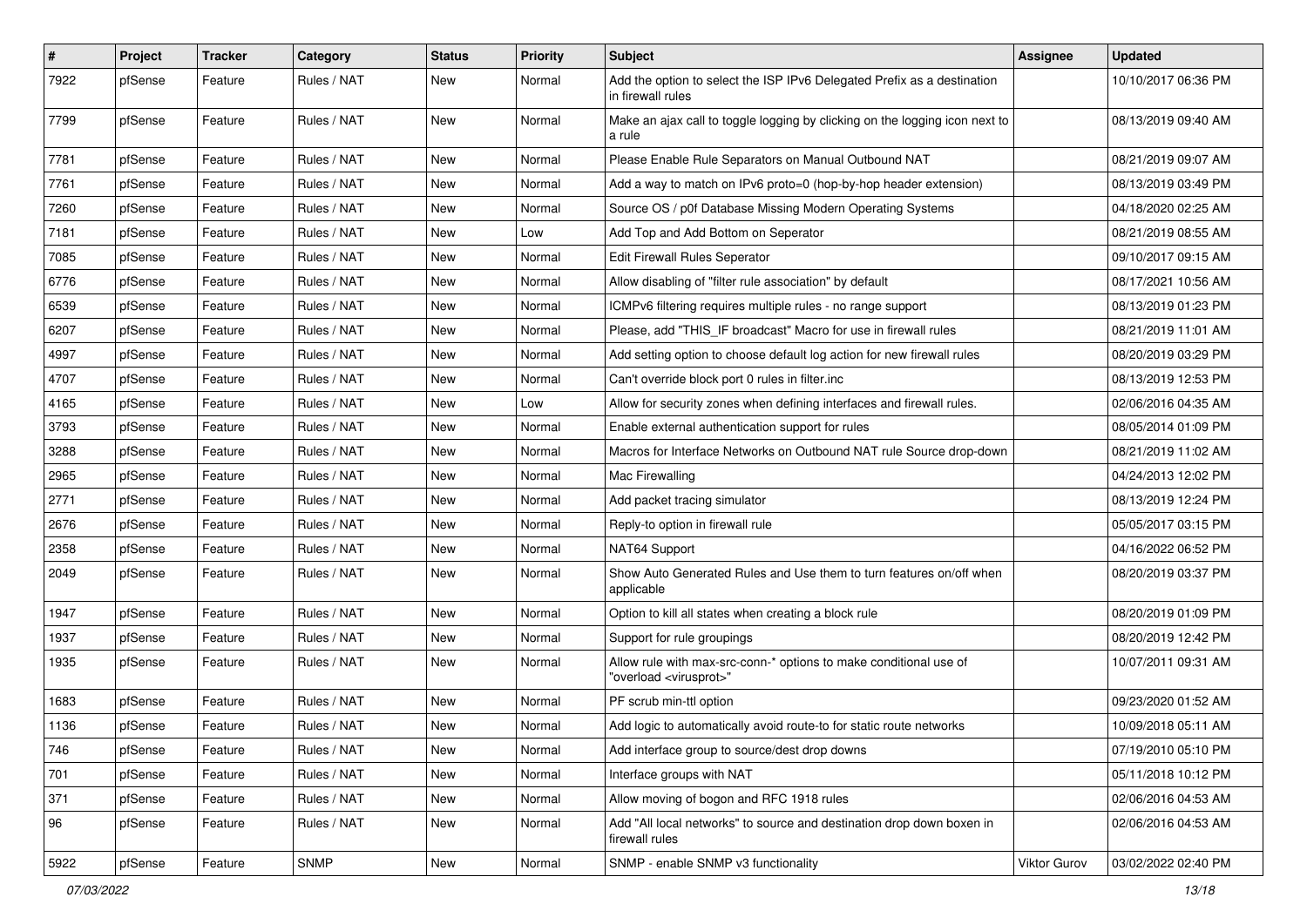| # | Project | Tracker | Category | Status | Priority | Subject | Assignee | Updated |
|---|---|---|---|---|---|---|---|---|
| 7922 | pfSense | Feature | Rules / NAT | New | Normal | Add the option to select the ISP IPv6 Delegated Prefix as a destination in firewall rules | | 10/10/2017 06:36 PM |
| 7799 | pfSense | Feature | Rules / NAT | New | Normal | Make an ajax call to toggle logging by clicking on the logging icon next to a rule | | 08/13/2019 09:40 AM |
| 7781 | pfSense | Feature | Rules / NAT | New | Normal | Please Enable Rule Separators on Manual Outbound NAT | | 08/21/2019 09:07 AM |
| 7761 | pfSense | Feature | Rules / NAT | New | Normal | Add a way to match on IPv6 proto=0 (hop-by-hop header extension) | | 08/13/2019 03:49 PM |
| 7260 | pfSense | Feature | Rules / NAT | New | Normal | Source OS / p0f Database Missing Modern Operating Systems | | 04/18/2020 02:25 AM |
| 7181 | pfSense | Feature | Rules / NAT | New | Low | Add Top and Add Bottom on Seperator | | 08/21/2019 08:55 AM |
| 7085 | pfSense | Feature | Rules / NAT | New | Normal | Edit Firewall Rules Seperator | | 09/10/2017 09:15 AM |
| 6776 | pfSense | Feature | Rules / NAT | New | Normal | Allow disabling of "filter rule association" by default | | 08/17/2021 10:56 AM |
| 6539 | pfSense | Feature | Rules / NAT | New | Normal | ICMPv6 filtering requires multiple rules - no range support | | 08/13/2019 01:23 PM |
| 6207 | pfSense | Feature | Rules / NAT | New | Normal | Please, add "THIS_IF broadcast" Macro for use in firewall rules | | 08/21/2019 11:01 AM |
| 4997 | pfSense | Feature | Rules / NAT | New | Normal | Add setting option to choose default log action for new firewall rules | | 08/20/2019 03:29 PM |
| 4707 | pfSense | Feature | Rules / NAT | New | Normal | Can't override block port 0 rules in filter.inc | | 08/13/2019 12:53 PM |
| 4165 | pfSense | Feature | Rules / NAT | New | Low | Allow for security zones when defining interfaces and firewall rules. | | 02/06/2016 04:35 AM |
| 3793 | pfSense | Feature | Rules / NAT | New | Normal | Enable external authentication support for rules | | 08/05/2014 01:09 PM |
| 3288 | pfSense | Feature | Rules / NAT | New | Normal | Macros for Interface Networks on Outbound NAT rule Source drop-down | | 08/21/2019 11:02 AM |
| 2965 | pfSense | Feature | Rules / NAT | New | Normal | Mac Firewalling | | 04/24/2013 12:02 PM |
| 2771 | pfSense | Feature | Rules / NAT | New | Normal | Add packet tracing simulator | | 08/13/2019 12:24 PM |
| 2676 | pfSense | Feature | Rules / NAT | New | Normal | Reply-to option in firewall rule | | 05/05/2017 03:15 PM |
| 2358 | pfSense | Feature | Rules / NAT | New | Normal | NAT64 Support | | 04/16/2022 06:52 PM |
| 2049 | pfSense | Feature | Rules / NAT | New | Normal | Show Auto Generated Rules and Use them to turn features on/off when applicable | | 08/20/2019 03:37 PM |
| 1947 | pfSense | Feature | Rules / NAT | New | Normal | Option to kill all states when creating a block rule | | 08/20/2019 01:09 PM |
| 1937 | pfSense | Feature | Rules / NAT | New | Normal | Support for rule groupings | | 08/20/2019 12:42 PM |
| 1935 | pfSense | Feature | Rules / NAT | New | Normal | Allow rule with max-src-conn-* options to make conditional use of "overload <virusprot>" | | 10/07/2011 09:31 AM |
| 1683 | pfSense | Feature | Rules / NAT | New | Normal | PF scrub min-ttl option | | 09/23/2020 01:52 AM |
| 1136 | pfSense | Feature | Rules / NAT | New | Normal | Add logic to automatically avoid route-to for static route networks | | 10/09/2018 05:11 AM |
| 746 | pfSense | Feature | Rules / NAT | New | Normal | Add interface group to source/dest drop downs | | 07/19/2010 05:10 PM |
| 701 | pfSense | Feature | Rules / NAT | New | Normal | Interface groups with NAT | | 05/11/2018 10:12 PM |
| 371 | pfSense | Feature | Rules / NAT | New | Normal | Allow moving of bogon and RFC 1918 rules | | 02/06/2016 04:53 AM |
| 96 | pfSense | Feature | Rules / NAT | New | Normal | Add "All local networks" to source and destination drop down boxen in firewall rules | | 02/06/2016 04:53 AM |
| 5922 | pfSense | Feature | SNMP | New | Normal | SNMP - enable SNMP v3 functionality | Viktor Gurov | 03/02/2022 02:40 PM |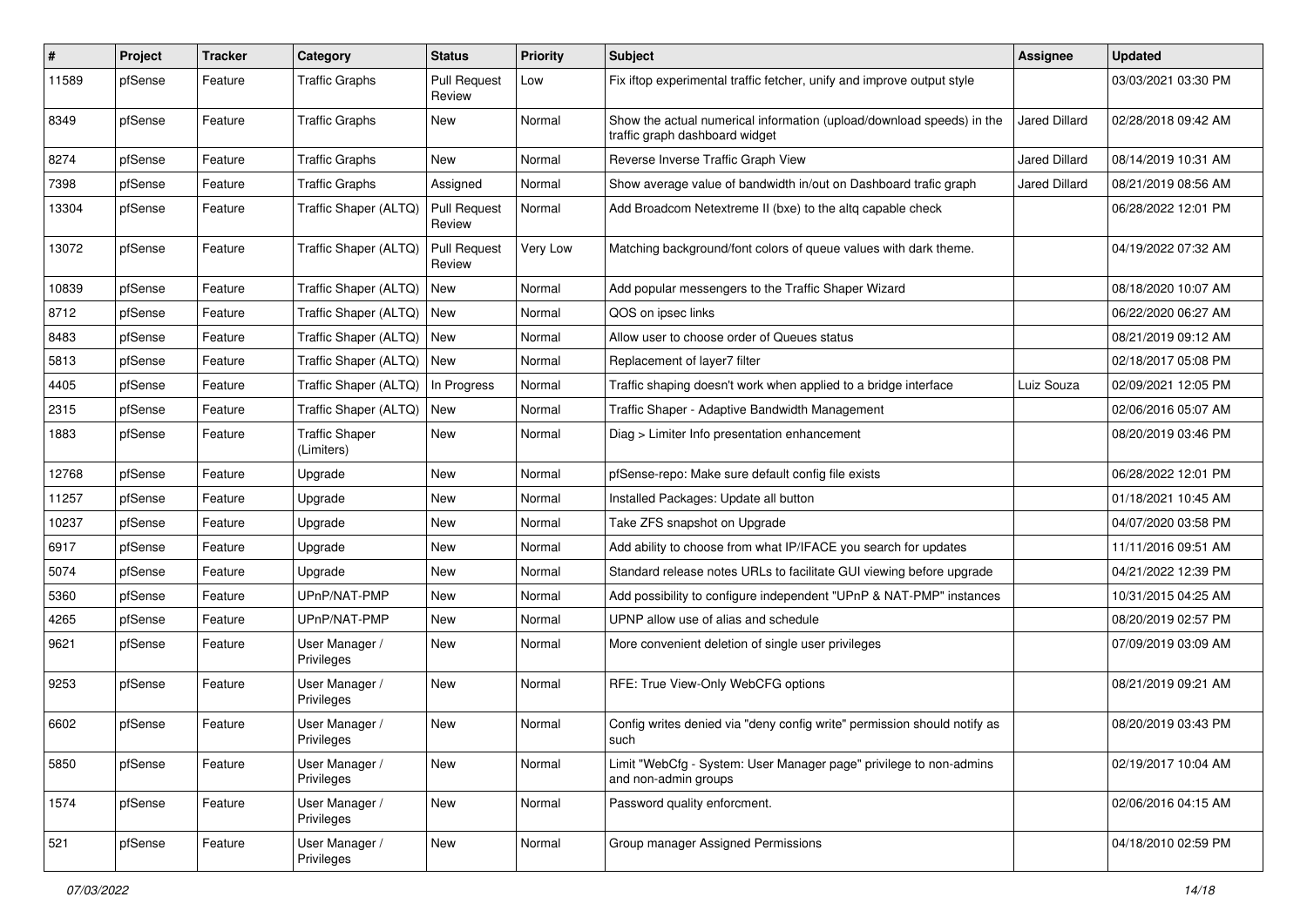| # | Project | Tracker | Category | Status | Priority | Subject | Assignee | Updated |
|---|---|---|---|---|---|---|---|---|
| 11589 | pfSense | Feature | Traffic Graphs | Pull Request Review | Low | Fix iftop experimental traffic fetcher, unify and improve output style | | 03/03/2021 03:30 PM |
| 8349 | pfSense | Feature | Traffic Graphs | New | Normal | Show the actual numerical information (upload/download speeds) in the traffic graph dashboard widget | Jared Dillard | 02/28/2018 09:42 AM |
| 8274 | pfSense | Feature | Traffic Graphs | New | Normal | Reverse Inverse Traffic Graph View | Jared Dillard | 08/14/2019 10:31 AM |
| 7398 | pfSense | Feature | Traffic Graphs | Assigned | Normal | Show average value of bandwidth in/out on Dashboard trafic graph | Jared Dillard | 08/21/2019 08:56 AM |
| 13304 | pfSense | Feature | Traffic Shaper (ALTQ) | Pull Request Review | Normal | Add Broadcom Netextreme II (bxe) to the altq capable check | | 06/28/2022 12:01 PM |
| 13072 | pfSense | Feature | Traffic Shaper (ALTQ) | Pull Request Review | Very Low | Matching background/font colors of queue values with dark theme. | | 04/19/2022 07:32 AM |
| 10839 | pfSense | Feature | Traffic Shaper (ALTQ) | New | Normal | Add popular messengers to the Traffic Shaper Wizard | | 08/18/2020 10:07 AM |
| 8712 | pfSense | Feature | Traffic Shaper (ALTQ) | New | Normal | QOS on ipsec links | | 06/22/2020 06:27 AM |
| 8483 | pfSense | Feature | Traffic Shaper (ALTQ) | New | Normal | Allow user to choose order of Queues status | | 08/21/2019 09:12 AM |
| 5813 | pfSense | Feature | Traffic Shaper (ALTQ) | New | Normal | Replacement of layer7 filter | | 02/18/2017 05:08 PM |
| 4405 | pfSense | Feature | Traffic Shaper (ALTQ) | In Progress | Normal | Traffic shaping doesn't work when applied to a bridge interface | Luiz Souza | 02/09/2021 12:05 PM |
| 2315 | pfSense | Feature | Traffic Shaper (ALTQ) | New | Normal | Traffic Shaper - Adaptive Bandwidth Management | | 02/06/2016 05:07 AM |
| 1883 | pfSense | Feature | Traffic Shaper (Limiters) | New | Normal | Diag > Limiter Info presentation enhancement | | 08/20/2019 03:46 PM |
| 12768 | pfSense | Feature | Upgrade | New | Normal | pfSense-repo: Make sure default config file exists | | 06/28/2022 12:01 PM |
| 11257 | pfSense | Feature | Upgrade | New | Normal | Installed Packages: Update all button | | 01/18/2021 10:45 AM |
| 10237 | pfSense | Feature | Upgrade | New | Normal | Take ZFS snapshot on Upgrade | | 04/07/2020 03:58 PM |
| 6917 | pfSense | Feature | Upgrade | New | Normal | Add ability to choose from what IP/IFACE you search for updates | | 11/11/2016 09:51 AM |
| 5074 | pfSense | Feature | Upgrade | New | Normal | Standard release notes URLs to facilitate GUI viewing before upgrade | | 04/21/2022 12:39 PM |
| 5360 | pfSense | Feature | UPnP/NAT-PMP | New | Normal | Add possibility to configure independent "UPnP & NAT-PMP" instances | | 10/31/2015 04:25 AM |
| 4265 | pfSense | Feature | UPnP/NAT-PMP | New | Normal | UPNP allow use of alias and schedule | | 08/20/2019 02:57 PM |
| 9621 | pfSense | Feature | User Manager / Privileges | New | Normal | More convenient deletion of single user privileges | | 07/09/2019 03:09 AM |
| 9253 | pfSense | Feature | User Manager / Privileges | New | Normal | RFE: True View-Only WebCFG options | | 08/21/2019 09:21 AM |
| 6602 | pfSense | Feature | User Manager / Privileges | New | Normal | Config writes denied via "deny config write" permission should notify as such | | 08/20/2019 03:43 PM |
| 5850 | pfSense | Feature | User Manager / Privileges | New | Normal | Limit "WebCfg - System: User Manager page" privilege to non-admins and non-admin groups | | 02/19/2017 10:04 AM |
| 1574 | pfSense | Feature | User Manager / Privileges | New | Normal | Password quality enforcment. | | 02/06/2016 04:15 AM |
| 521 | pfSense | Feature | User Manager / Privileges | New | Normal | Group manager Assigned Permissions | | 04/18/2010 02:59 PM |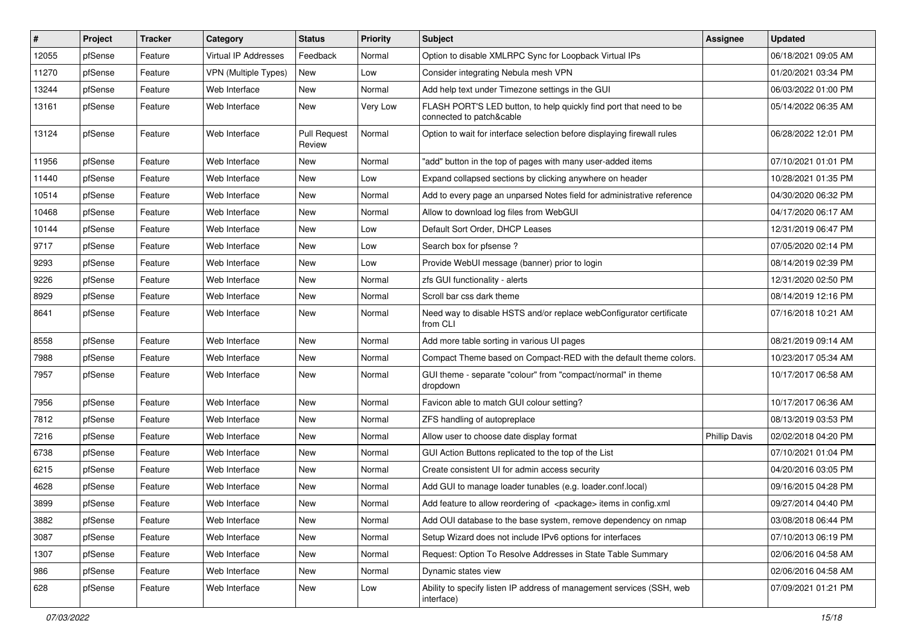| # | Project | Tracker | Category | Status | Priority | Subject | Assignee | Updated |
|---|---|---|---|---|---|---|---|---|
| 12055 | pfSense | Feature | Virtual IP Addresses | Feedback | Normal | Option to disable XMLRPC Sync for Loopback Virtual IPs | | 06/18/2021 09:05 AM |
| 11270 | pfSense | Feature | VPN (Multiple Types) | New | Low | Consider integrating Nebula mesh VPN | | 01/20/2021 03:34 PM |
| 13244 | pfSense | Feature | Web Interface | New | Normal | Add help text under Timezone settings in the GUI | | 06/03/2022 01:00 PM |
| 13161 | pfSense | Feature | Web Interface | New | Very Low | FLASH PORT'S LED button, to help quickly find port that need to be connected to patch&cable | | 05/14/2022 06:35 AM |
| 13124 | pfSense | Feature | Web Interface | Pull Request Review | Normal | Option to wait for interface selection before displaying firewall rules | | 06/28/2022 12:01 PM |
| 11956 | pfSense | Feature | Web Interface | New | Normal | "add" button in the top of pages with many user-added items | | 07/10/2021 01:01 PM |
| 11440 | pfSense | Feature | Web Interface | New | Low | Expand collapsed sections by clicking anywhere on header | | 10/28/2021 01:35 PM |
| 10514 | pfSense | Feature | Web Interface | New | Normal | Add to every page an unparsed Notes field for administrative reference | | 04/30/2020 06:32 PM |
| 10468 | pfSense | Feature | Web Interface | New | Normal | Allow to download log files from WebGUI | | 04/17/2020 06:17 AM |
| 10144 | pfSense | Feature | Web Interface | New | Low | Default Sort Order, DHCP Leases | | 12/31/2019 06:47 PM |
| 9717 | pfSense | Feature | Web Interface | New | Low | Search box for pfsense ? | | 07/05/2020 02:14 PM |
| 9293 | pfSense | Feature | Web Interface | New | Low | Provide WebUI message (banner) prior to login | | 08/14/2019 02:39 PM |
| 9226 | pfSense | Feature | Web Interface | New | Normal | zfs GUI functionality - alerts | | 12/31/2020 02:50 PM |
| 8929 | pfSense | Feature | Web Interface | New | Normal | Scroll bar css dark theme | | 08/14/2019 12:16 PM |
| 8641 | pfSense | Feature | Web Interface | New | Normal | Need way to disable HSTS and/or replace webConfigurator certificate from CLI | | 07/16/2018 10:21 AM |
| 8558 | pfSense | Feature | Web Interface | New | Normal | Add more table sorting in various UI pages | | 08/21/2019 09:14 AM |
| 7988 | pfSense | Feature | Web Interface | New | Normal | Compact Theme based on Compact-RED with the default theme colors. | | 10/23/2017 05:34 AM |
| 7957 | pfSense | Feature | Web Interface | New | Normal | GUI theme - separate "colour" from "compact/normal" in theme dropdown | | 10/17/2017 06:58 AM |
| 7956 | pfSense | Feature | Web Interface | New | Normal | Favicon able to match GUI colour setting? | | 10/17/2017 06:36 AM |
| 7812 | pfSense | Feature | Web Interface | New | Normal | ZFS handling of autopreplace | | 08/13/2019 03:53 PM |
| 7216 | pfSense | Feature | Web Interface | New | Normal | Allow user to choose date display format | Phillip Davis | 02/02/2018 04:20 PM |
| 6738 | pfSense | Feature | Web Interface | New | Normal | GUI Action Buttons replicated to the top of the List | | 07/10/2021 01:04 PM |
| 6215 | pfSense | Feature | Web Interface | New | Normal | Create consistent UI for admin access security | | 04/20/2016 03:05 PM |
| 4628 | pfSense | Feature | Web Interface | New | Normal | Add GUI to manage loader tunables (e.g. loader.conf.local) | | 09/16/2015 04:28 PM |
| 3899 | pfSense | Feature | Web Interface | New | Normal | Add feature to allow reordering of <package> items in config.xml | | 09/27/2014 04:40 PM |
| 3882 | pfSense | Feature | Web Interface | New | Normal | Add OUI database to the base system, remove dependency on nmap | | 03/08/2018 06:44 PM |
| 3087 | pfSense | Feature | Web Interface | New | Normal | Setup Wizard does not include IPv6 options for interfaces | | 07/10/2013 06:19 PM |
| 1307 | pfSense | Feature | Web Interface | New | Normal | Request: Option To Resolve Addresses in State Table Summary | | 02/06/2016 04:58 AM |
| 986 | pfSense | Feature | Web Interface | New | Normal | Dynamic states view | | 02/06/2016 04:58 AM |
| 628 | pfSense | Feature | Web Interface | New | Low | Ability to specify listen IP address of management services (SSH, web interface) | | 07/09/2021 01:21 PM |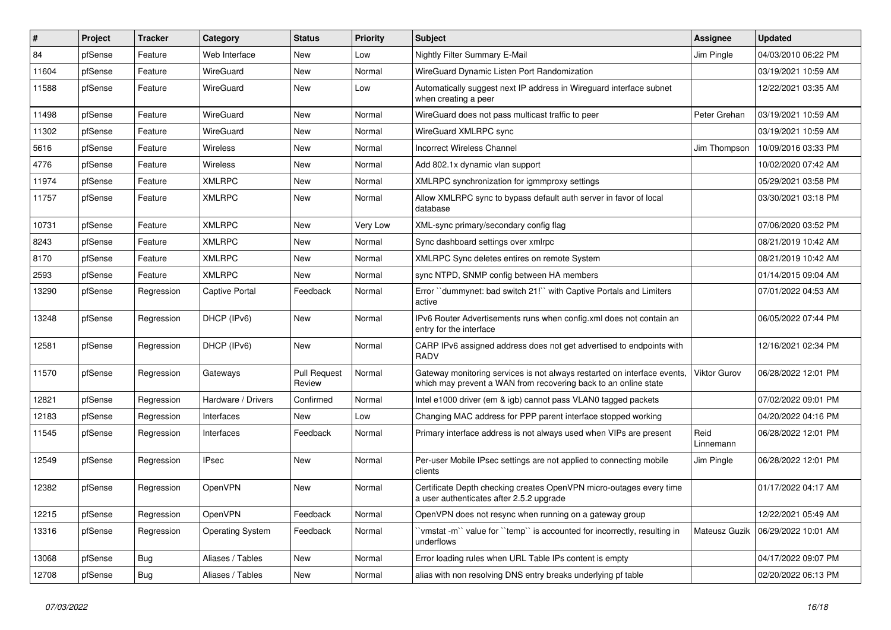| # | Project | Tracker | Category | Status | Priority | Subject | Assignee | Updated |
|---|---|---|---|---|---|---|---|---|
| 84 | pfSense | Feature | Web Interface | New | Low | Nightly Filter Summary E-Mail | Jim Pingle | 04/03/2010 06:22 PM |
| 11604 | pfSense | Feature | WireGuard | New | Normal | WireGuard Dynamic Listen Port Randomization | | 03/19/2021 10:59 AM |
| 11588 | pfSense | Feature | WireGuard | New | Low | Automatically suggest next IP address in Wireguard interface subnet when creating a peer | | 12/22/2021 03:35 AM |
| 11498 | pfSense | Feature | WireGuard | New | Normal | WireGuard does not pass multicast traffic to peer | Peter Grehan | 03/19/2021 10:59 AM |
| 11302 | pfSense | Feature | WireGuard | New | Normal | WireGuard XMLRPC sync | | 03/19/2021 10:59 AM |
| 5616 | pfSense | Feature | Wireless | New | Normal | Incorrect Wireless Channel | Jim Thompson | 10/09/2016 03:33 PM |
| 4776 | pfSense | Feature | Wireless | New | Normal | Add 802.1x dynamic vlan support | | 10/02/2020 07:42 AM |
| 11974 | pfSense | Feature | XMLRPC | New | Normal | XMLRPC synchronization for igmmproxy settings | | 05/29/2021 03:58 PM |
| 11757 | pfSense | Feature | XMLRPC | New | Normal | Allow XMLRPC sync to bypass default auth server in favor of local database | | 03/30/2021 03:18 PM |
| 10731 | pfSense | Feature | XMLRPC | New | Very Low | XML-sync primary/secondary config flag | | 07/06/2020 03:52 PM |
| 8243 | pfSense | Feature | XMLRPC | New | Normal | Sync dashboard settings over xmlrpc | | 08/21/2019 10:42 AM |
| 8170 | pfSense | Feature | XMLRPC | New | Normal | XMLRPC Sync deletes entires on remote System | | 08/21/2019 10:42 AM |
| 2593 | pfSense | Feature | XMLRPC | New | Normal | sync NTPD, SNMP config between HA members | | 01/14/2015 09:04 AM |
| 13290 | pfSense | Regression | Captive Portal | Feedback | Normal | Error ``dummynet: bad switch 21!`` with Captive Portals and Limiters active | | 07/01/2022 04:53 AM |
| 13248 | pfSense | Regression | DHCP (IPv6) | New | Normal | IPv6 Router Advertisements runs when config.xml does not contain an entry for the interface | | 06/05/2022 07:44 PM |
| 12581 | pfSense | Regression | DHCP (IPv6) | New | Normal | CARP IPv6 assigned address does not get advertised to endpoints with RADV | | 12/16/2021 02:34 PM |
| 11570 | pfSense | Regression | Gateways | Pull Request Review | Normal | Gateway monitoring services is not always restarted on interface events, which may prevent a WAN from recovering back to an online state | Viktor Gurov | 06/28/2022 12:01 PM |
| 12821 | pfSense | Regression | Hardware / Drivers | Confirmed | Normal | Intel e1000 driver (em & igb) cannot pass VLAN0 tagged packets | | 07/02/2022 09:01 PM |
| 12183 | pfSense | Regression | Interfaces | New | Low | Changing MAC address for PPP parent interface stopped working | | 04/20/2022 04:16 PM |
| 11545 | pfSense | Regression | Interfaces | Feedback | Normal | Primary interface address is not always used when VIPs are present | Reid Linnemann | 06/28/2022 12:01 PM |
| 12549 | pfSense | Regression | IPsec | New | Normal | Per-user Mobile IPsec settings are not applied to connecting mobile clients | Jim Pingle | 06/28/2022 12:01 PM |
| 12382 | pfSense | Regression | OpenVPN | New | Normal | Certificate Depth checking creates OpenVPN micro-outages every time a user authenticates after 2.5.2 upgrade | | 01/17/2022 04:17 AM |
| 12215 | pfSense | Regression | OpenVPN | Feedback | Normal | OpenVPN does not resync when running on a gateway group | | 12/22/2021 05:49 AM |
| 13316 | pfSense | Regression | Operating System | Feedback | Normal | ``vmstat -m`` value for ``temp`` is accounted for incorrectly, resulting in underflows | Mateusz Guzik | 06/29/2022 10:01 AM |
| 13068 | pfSense | Bug | Aliases / Tables | New | Normal | Error loading rules when URL Table IPs content is empty | | 04/17/2022 09:07 PM |
| 12708 | pfSense | Bug | Aliases / Tables | New | Normal | alias with non resolving DNS entry breaks underlying pf table | | 02/20/2022 06:13 PM |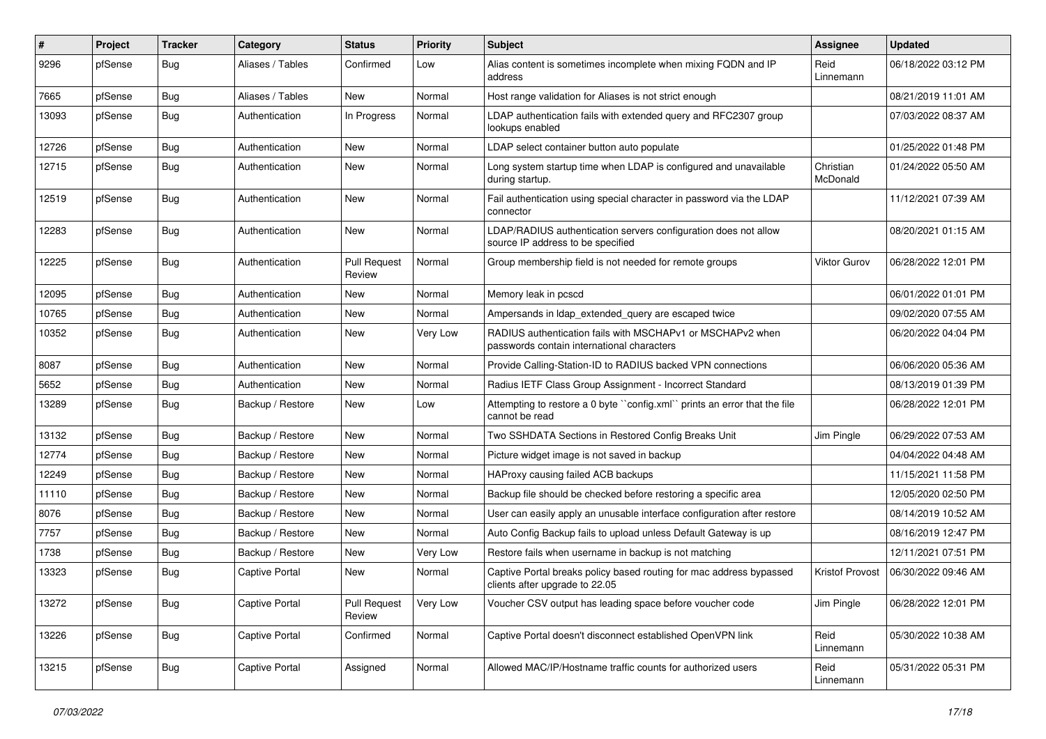| # | Project | Tracker | Category | Status | Priority | Subject | Assignee | Updated |
|---|---|---|---|---|---|---|---|---|
| 9296 | pfSense | Bug | Aliases / Tables | Confirmed | Low | Alias content is sometimes incomplete when mixing FQDN and IP address | Reid Linnemann | 06/18/2022 03:12 PM |
| 7665 | pfSense | Bug | Aliases / Tables | New | Normal | Host range validation for Aliases is not strict enough | | 08/21/2019 11:01 AM |
| 13093 | pfSense | Bug | Authentication | In Progress | Normal | LDAP authentication fails with extended query and RFC2307 group lookups enabled | | 07/03/2022 08:37 AM |
| 12726 | pfSense | Bug | Authentication | New | Normal | LDAP select container button auto populate | | 01/25/2022 01:48 PM |
| 12715 | pfSense | Bug | Authentication | New | Normal | Long system startup time when LDAP is configured and unavailable during startup. | Christian McDonald | 01/24/2022 05:50 AM |
| 12519 | pfSense | Bug | Authentication | New | Normal | Fail authentication using special character in password via the LDAP connector | | 11/12/2021 07:39 AM |
| 12283 | pfSense | Bug | Authentication | New | Normal | LDAP/RADIUS authentication servers configuration does not allow source IP address to be specified | | 08/20/2021 01:15 AM |
| 12225 | pfSense | Bug | Authentication | Pull Request Review | Normal | Group membership field is not needed for remote groups | Viktor Gurov | 06/28/2022 12:01 PM |
| 12095 | pfSense | Bug | Authentication | New | Normal | Memory leak in pcscd | | 06/01/2022 01:01 PM |
| 10765 | pfSense | Bug | Authentication | New | Normal | Ampersands in ldap_extended_query are escaped twice | | 09/02/2020 07:55 AM |
| 10352 | pfSense | Bug | Authentication | New | Very Low | RADIUS authentication fails with MSCHAPv1 or MSCHAPv2 when passwords contain international characters | | 06/20/2022 04:04 PM |
| 8087 | pfSense | Bug | Authentication | New | Normal | Provide Calling-Station-ID to RADIUS backed VPN connections | | 06/06/2020 05:36 AM |
| 5652 | pfSense | Bug | Authentication | New | Normal | Radius IETF Class Group Assignment - Incorrect Standard | | 08/13/2019 01:39 PM |
| 13289 | pfSense | Bug | Backup / Restore | New | Low | Attempting to restore a 0 byte ``config.xml`` prints an error that the file cannot be read | | 06/28/2022 12:01 PM |
| 13132 | pfSense | Bug | Backup / Restore | New | Normal | Two SSHDATA Sections in Restored Config Breaks Unit | Jim Pingle | 06/29/2022 07:53 AM |
| 12774 | pfSense | Bug | Backup / Restore | New | Normal | Picture widget image is not saved in backup | | 04/04/2022 04:48 AM |
| 12249 | pfSense | Bug | Backup / Restore | New | Normal | HAProxy causing failed ACB backups | | 11/15/2021 11:58 PM |
| 11110 | pfSense | Bug | Backup / Restore | New | Normal | Backup file should be checked before restoring a specific area | | 12/05/2020 02:50 PM |
| 8076 | pfSense | Bug | Backup / Restore | New | Normal | User can easily apply an unusable interface configuration after restore | | 08/14/2019 10:52 AM |
| 7757 | pfSense | Bug | Backup / Restore | New | Normal | Auto Config Backup fails to upload unless Default Gateway is up | | 08/16/2019 12:47 PM |
| 1738 | pfSense | Bug | Backup / Restore | New | Very Low | Restore fails when username in backup is not matching | | 12/11/2021 07:51 PM |
| 13323 | pfSense | Bug | Captive Portal | New | Normal | Captive Portal breaks policy based routing for mac address bypassed clients after upgrade to 22.05 | Kristof Provost | 06/30/2022 09:46 AM |
| 13272 | pfSense | Bug | Captive Portal | Pull Request Review | Very Low | Voucher CSV output has leading space before voucher code | Jim Pingle | 06/28/2022 12:01 PM |
| 13226 | pfSense | Bug | Captive Portal | Confirmed | Normal | Captive Portal doesn't disconnect established OpenVPN link | Reid Linnemann | 05/30/2022 10:38 AM |
| 13215 | pfSense | Bug | Captive Portal | Assigned | Normal | Allowed MAC/IP/Hostname traffic counts for authorized users | Reid Linnemann | 05/31/2022 05:31 PM |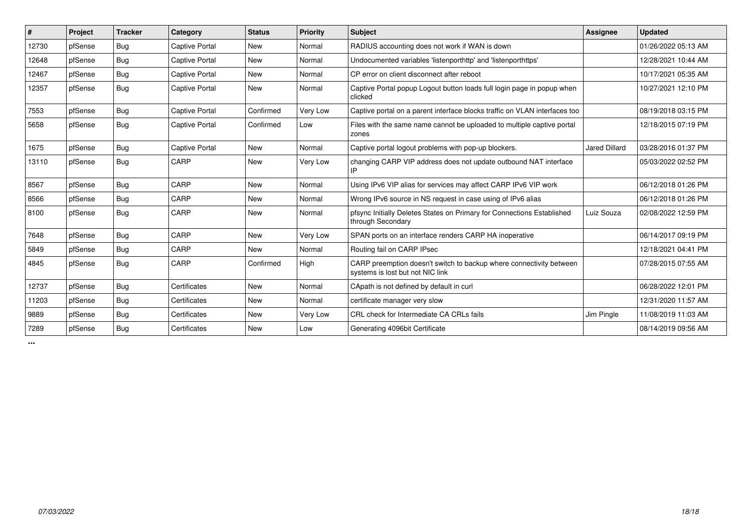| # | Project | Tracker | Category | Status | Priority | Subject | Assignee | Updated |
|---|---|---|---|---|---|---|---|---|
| 12730 | pfSense | Bug | Captive Portal | New | Normal | RADIUS accounting does not work if WAN is down | | 01/26/2022 05:13 AM |
| 12648 | pfSense | Bug | Captive Portal | New | Normal | Undocumented variables 'listenporthttp' and 'listenporthttps' | | 12/28/2021 10:44 AM |
| 12467 | pfSense | Bug | Captive Portal | New | Normal | CP error on client disconnect after reboot | | 10/17/2021 05:35 AM |
| 12357 | pfSense | Bug | Captive Portal | New | Normal | Captive Portal popup Logout button loads full login page in popup when clicked | | 10/27/2021 12:10 PM |
| 7553 | pfSense | Bug | Captive Portal | Confirmed | Very Low | Captive portal on a parent interface blocks traffic on VLAN interfaces too | | 08/19/2018 03:15 PM |
| 5658 | pfSense | Bug | Captive Portal | Confirmed | Low | Files with the same name cannot be uploaded to multiple captive portal zones | | 12/18/2015 07:19 PM |
| 1675 | pfSense | Bug | Captive Portal | New | Normal | Captive portal logout problems with pop-up blockers. | Jared Dillard | 03/28/2016 01:37 PM |
| 13110 | pfSense | Bug | CARP | New | Very Low | changing CARP VIP address does not update outbound NAT interface IP | | 05/03/2022 02:52 PM |
| 8567 | pfSense | Bug | CARP | New | Normal | Using IPv6 VIP alias for services may affect CARP IPv6 VIP work | | 06/12/2018 01:26 PM |
| 8566 | pfSense | Bug | CARP | New | Normal | Wrong IPv6 source in NS request in case using of IPv6 alias | | 06/12/2018 01:26 PM |
| 8100 | pfSense | Bug | CARP | New | Normal | pfsync Initially Deletes States on Primary for Connections Established through Secondary | Luiz Souza | 02/08/2022 12:59 PM |
| 7648 | pfSense | Bug | CARP | New | Very Low | SPAN ports on an interface renders CARP HA inoperative | | 06/14/2017 09:19 PM |
| 5849 | pfSense | Bug | CARP | New | Normal | Routing fail on CARP IPsec | | 12/18/2021 04:41 PM |
| 4845 | pfSense | Bug | CARP | Confirmed | High | CARP preemption doesn't switch to backup where connectivity between systems is lost but not NIC link | | 07/28/2015 07:55 AM |
| 12737 | pfSense | Bug | Certificates | New | Normal | CApath is not defined by default in curl | | 06/28/2022 12:01 PM |
| 11203 | pfSense | Bug | Certificates | New | Normal | certificate manager very slow | | 12/31/2020 11:57 AM |
| 9889 | pfSense | Bug | Certificates | New | Very Low | CRL check for Intermediate CA CRLs fails | Jim Pingle | 11/08/2019 11:03 AM |
| 7289 | pfSense | Bug | Certificates | New | Low | Generating 4096bit Certificate | | 08/14/2019 09:56 AM |

...